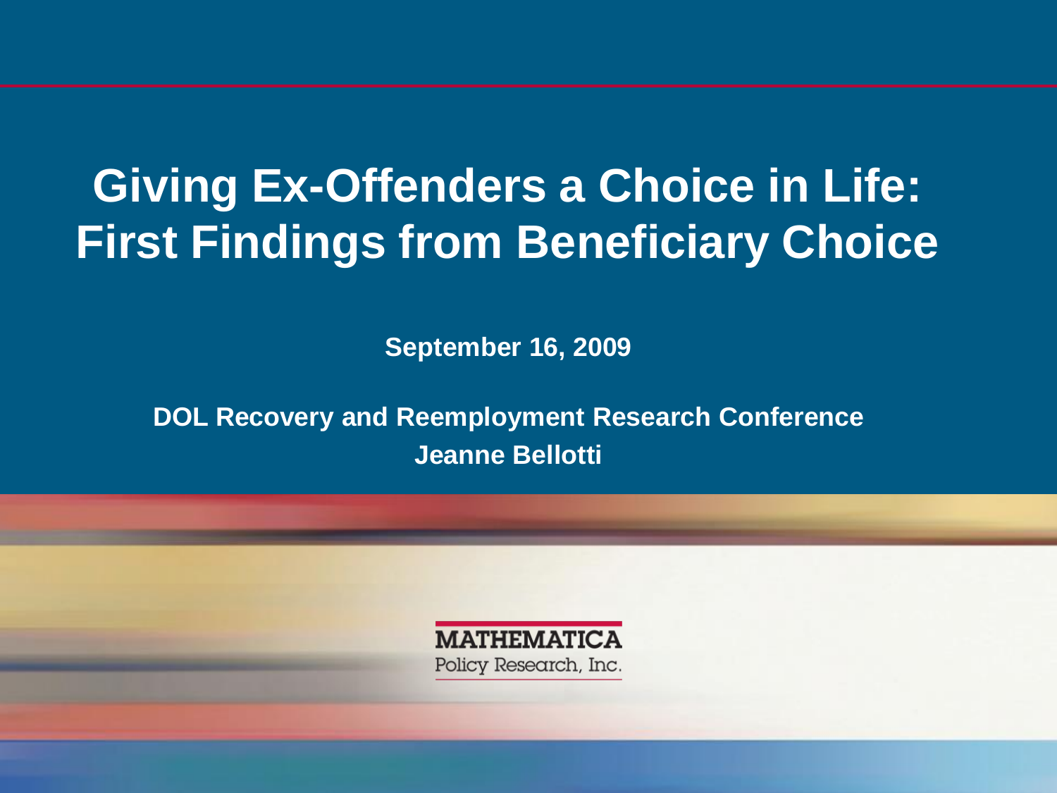# Giving Ex-Offenders a Choice in Life: First Findings from Beneficiary Choice

**September 16, 2009**

**DOL Recovery and Reemployment Research Conference**
**Jeanne Bellotti**

MATHEMATICA
Policy Research, Inc.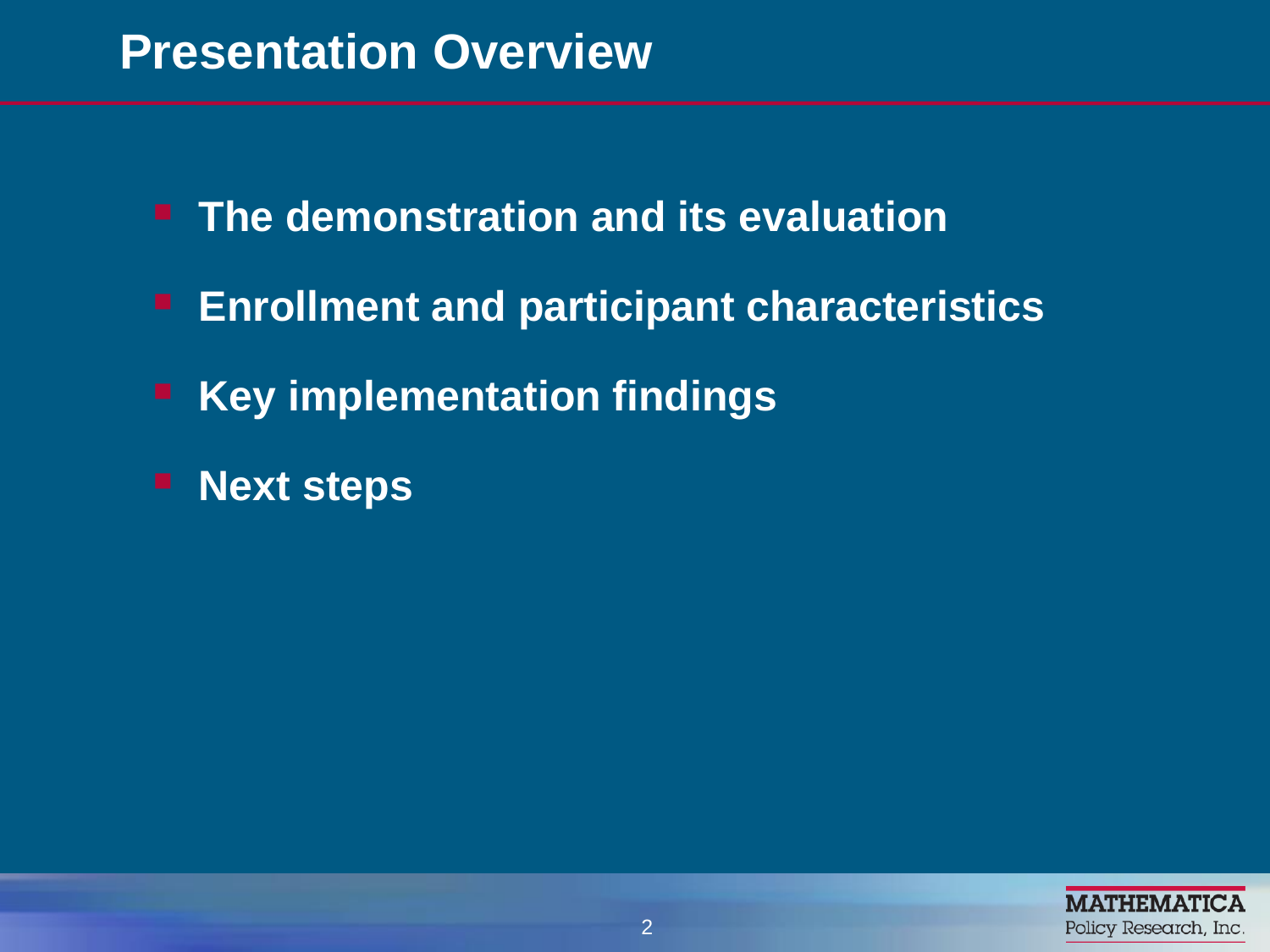# Presentation Overview

- **The demonstration and its evaluation**
- **Enrollment and participant characteristics**
- **Key implementation findings**
- **Next steps**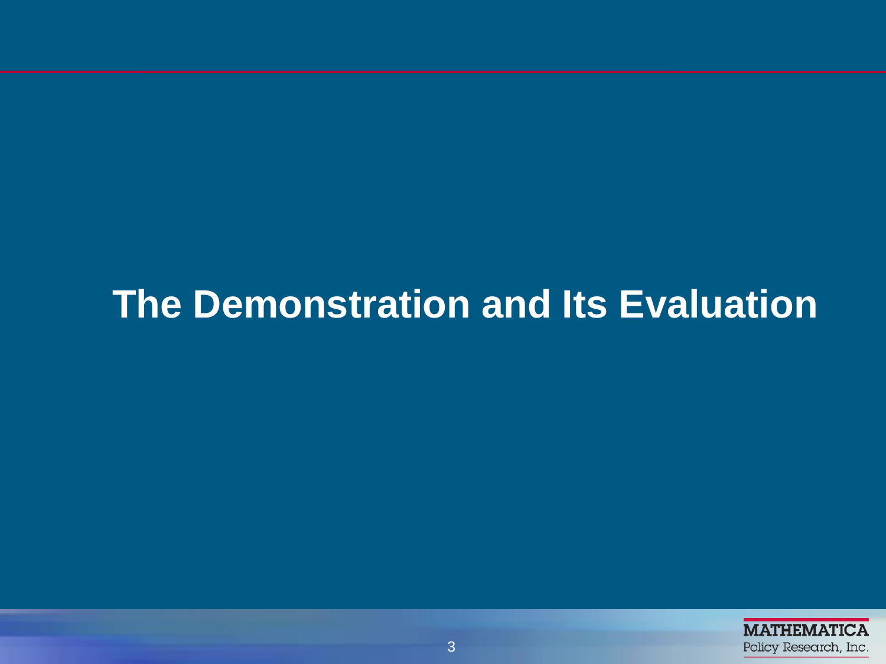# The Demonstration and Its Evaluation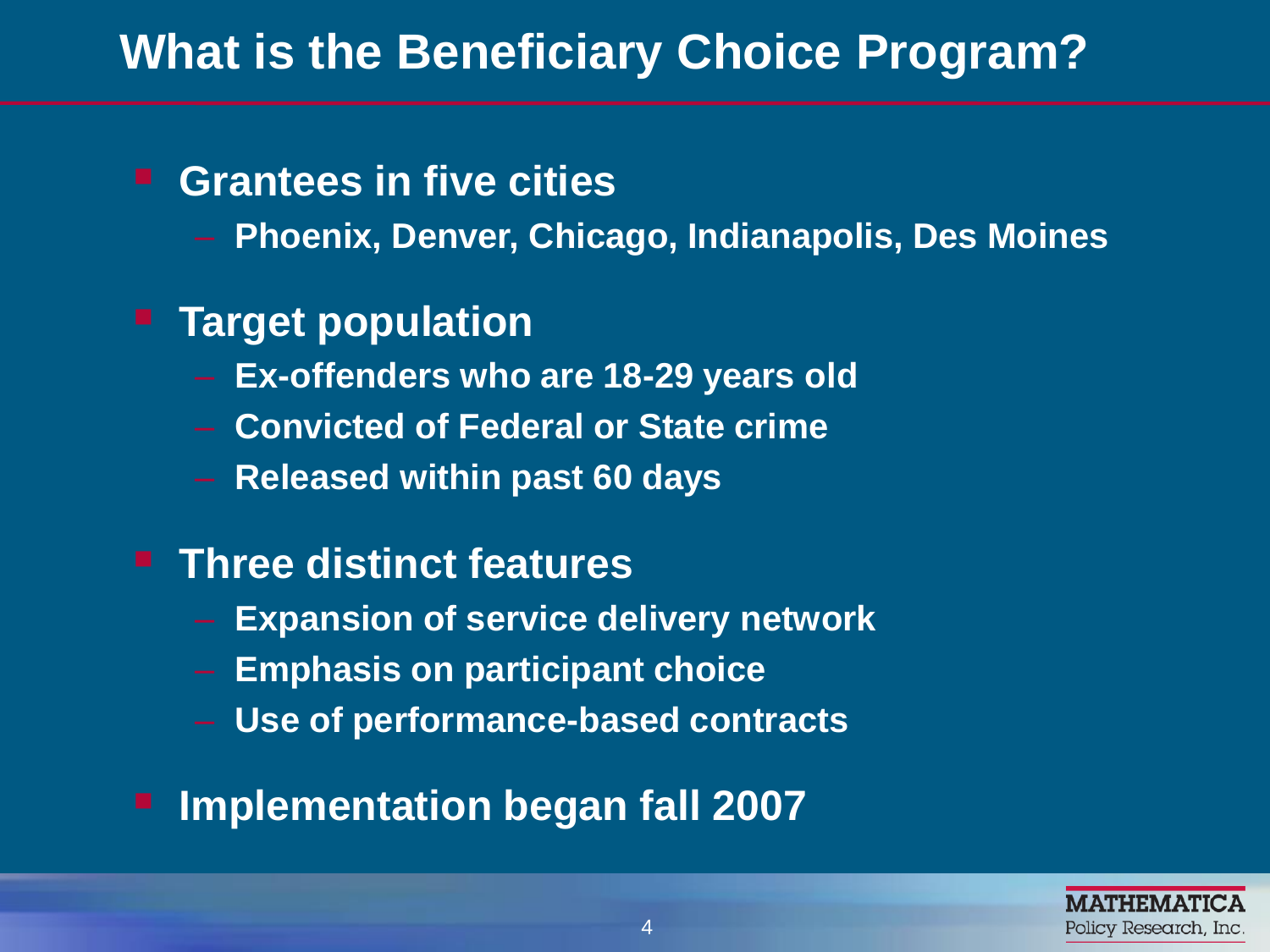# What is the Beneficiary Choice Program?

- **Grantees in five cities**
  - **Phoenix, Denver, Chicago, Indianapolis, Des Moines**
- **Target population**
  - **Ex-offenders who are 18-29 years old**
  - **Convicted of Federal or State crime**
  - **Released within past 60 days**
- **Three distinct features**
  - **Expansion of service delivery network**
  - **Emphasis on participant choice**
  - **Use of performance-based contracts**
- **Implementation began fall 2007**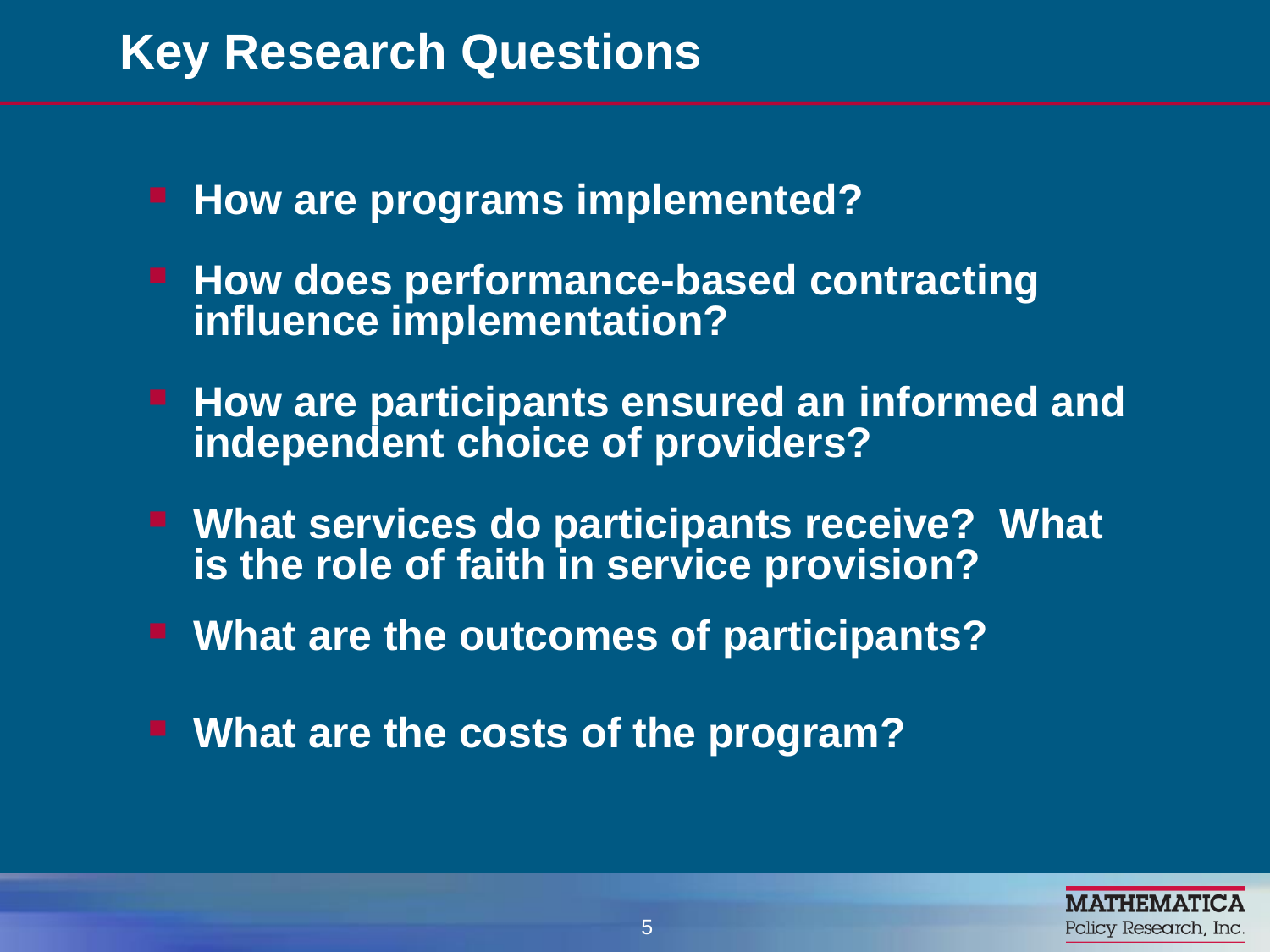# Key Research Questions

- **How are programs implemented?**
- **How does performance-based contracting influence implementation?**
- **How are participants ensured an informed and independent choice of providers?**
- **What services do participants receive? What is the role of faith in service provision?**
- **What are the outcomes of participants?**
- **What are the costs of the program?**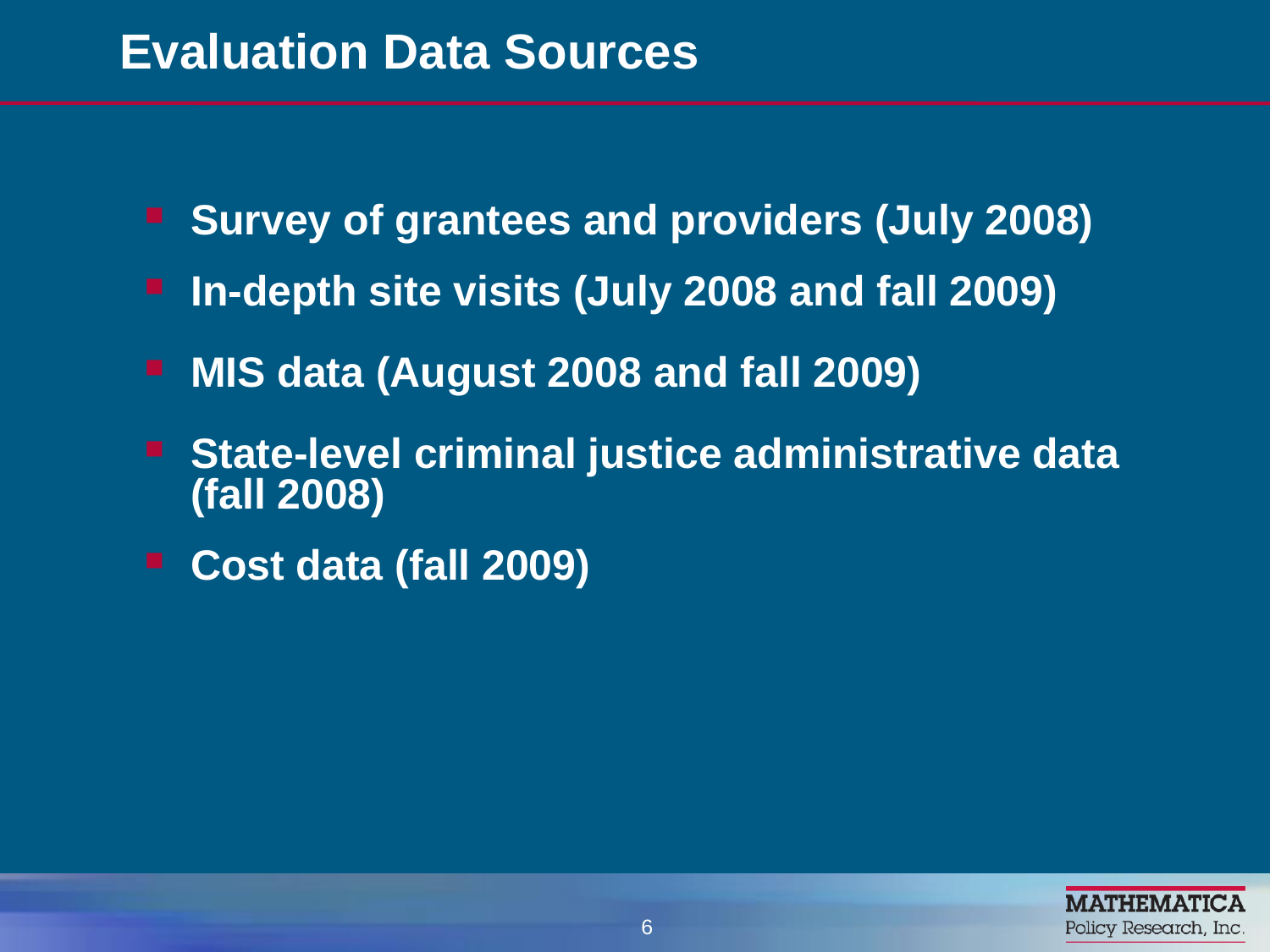# Evaluation Data Sources

- **Survey of grantees and providers (July 2008)**
- **In-depth site visits (July 2008 and fall 2009)**
- **MIS data (August 2008 and fall 2009)**
- **State-level criminal justice administrative data (fall 2008)**
- **Cost data (fall 2009)**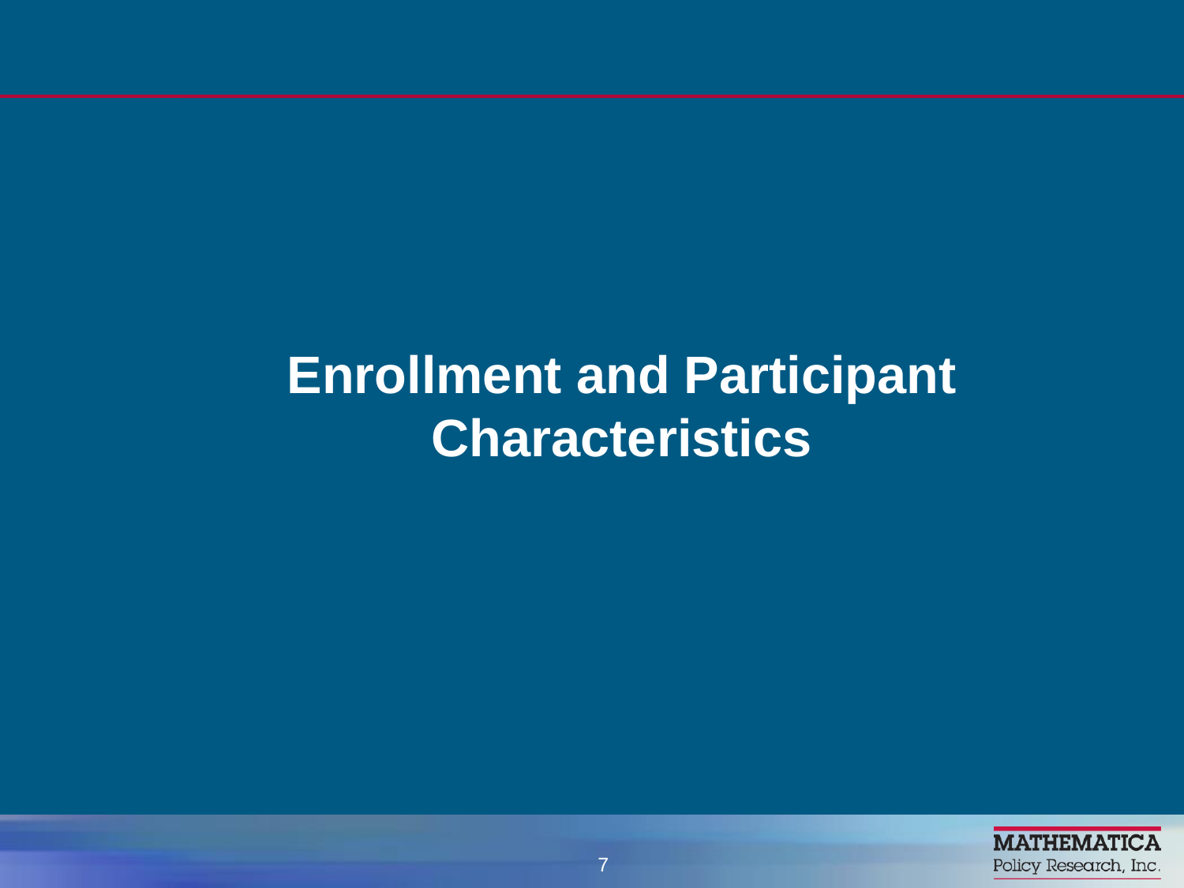# Enrollment and Participant Characteristics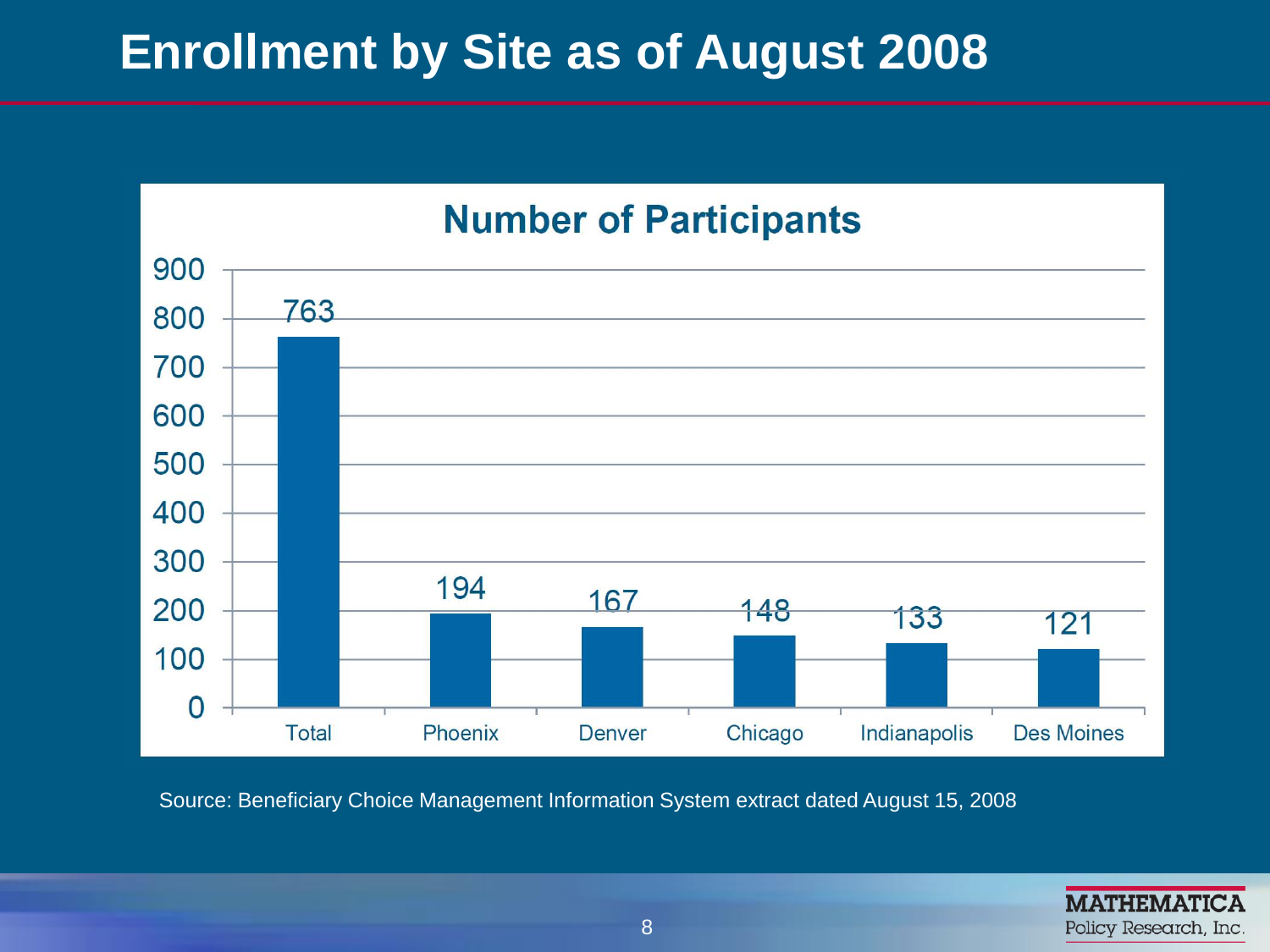# Enrollment by Site as of August 2008

**Number of Participants**

| Site | Number of Participants |
| --- | --- |
| Total | 763 |
| Phoenix | 194 |
| Denver | 167 |
| Chicago | 148 |
| Indianapolis | 133 |
| Des Moines | 121 |

Source: Beneficiary Choice Management Information System extract dated August 15, 2008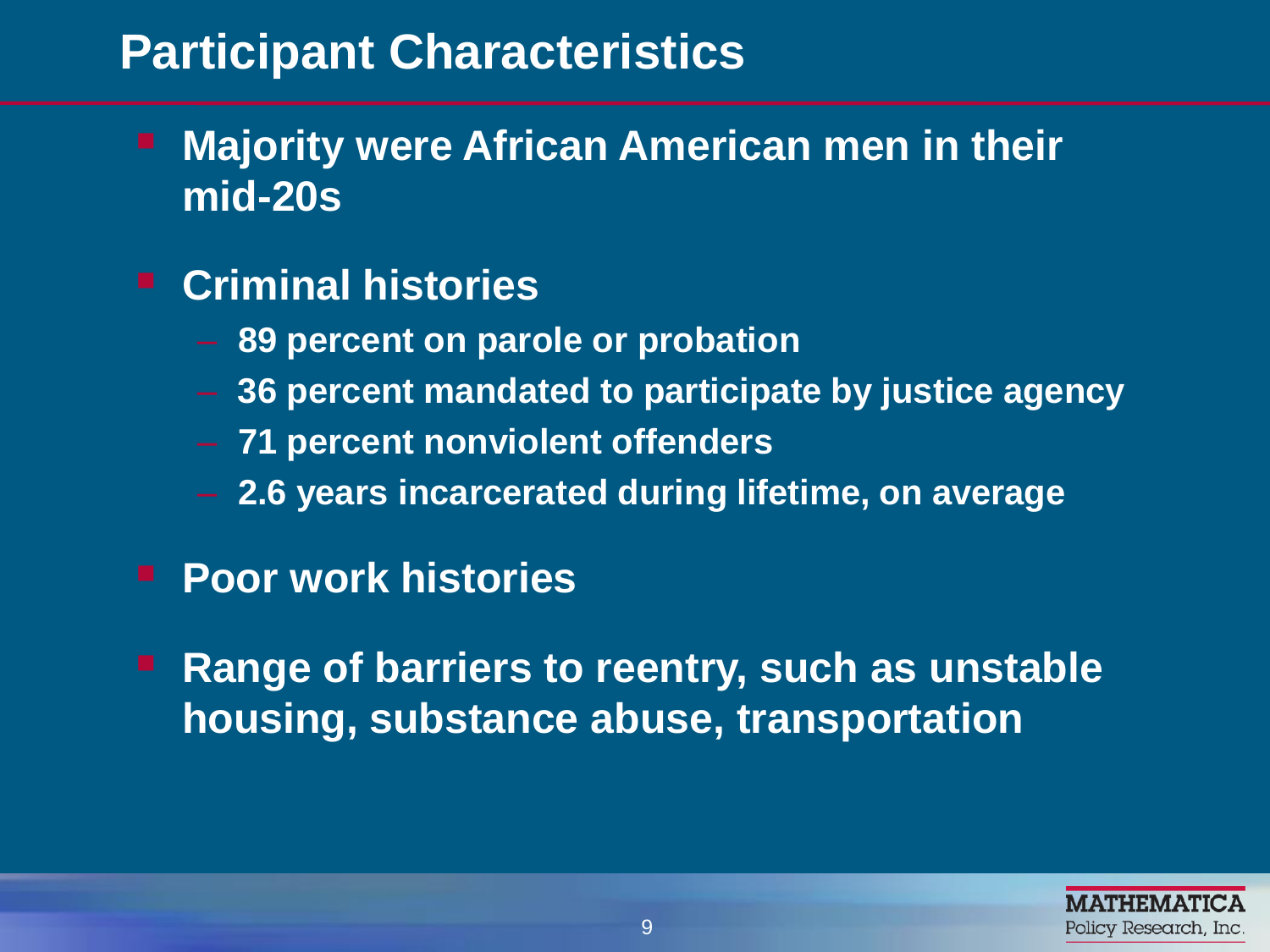# Participant Characteristics

- **Majority were African American men in their mid-20s**
- **Criminal histories**
  - **89 percent on parole or probation**
  - **36 percent mandated to participate by justice agency**
  - **71 percent nonviolent offenders**
  - **2.6 years incarcerated during lifetime, on average**
- **Poor work histories**
- **Range of barriers to reentry, such as unstable housing, substance abuse, transportation**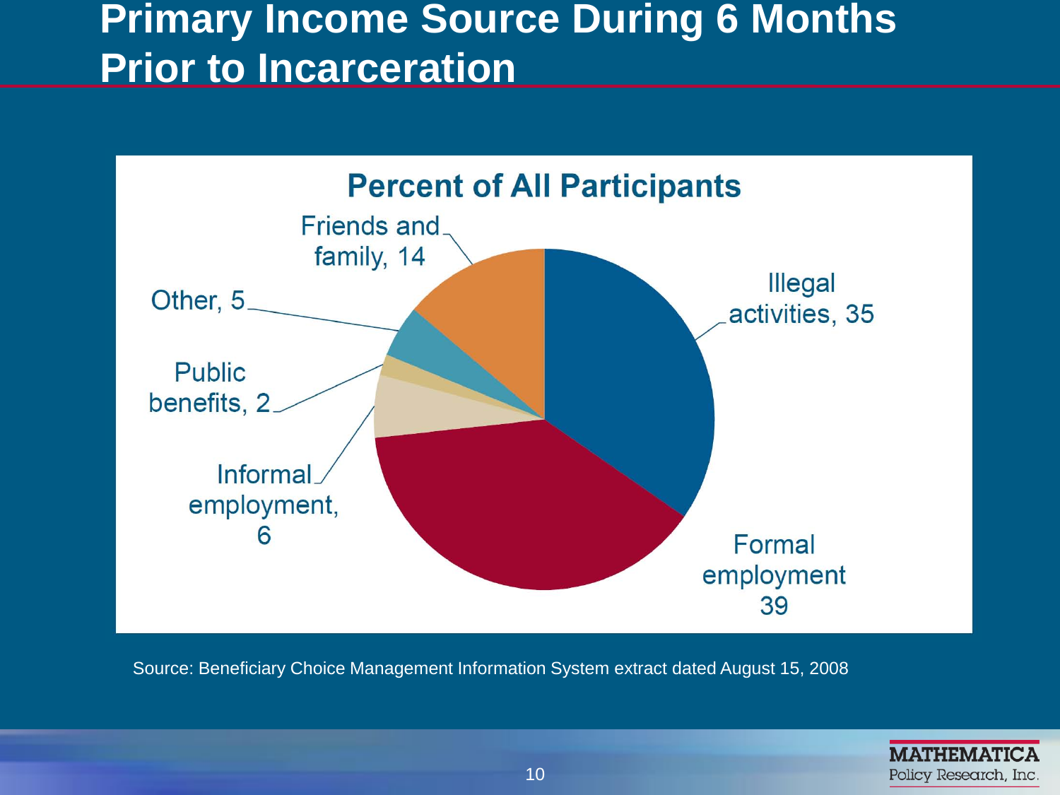# Primary Income Source During 6 Months Prior to Incarceration

**Percent of All Participants**

| Income Source | Percent |
|---|---|
| Illegal activities | 35 |
| Formal employment | 39 |
| Informal employment | 6 |
| Public benefits | 2 |
| Other | 5 |
| Friends and family | 14 |

Source: Beneficiary Choice Management Information System extract dated August 15, 2008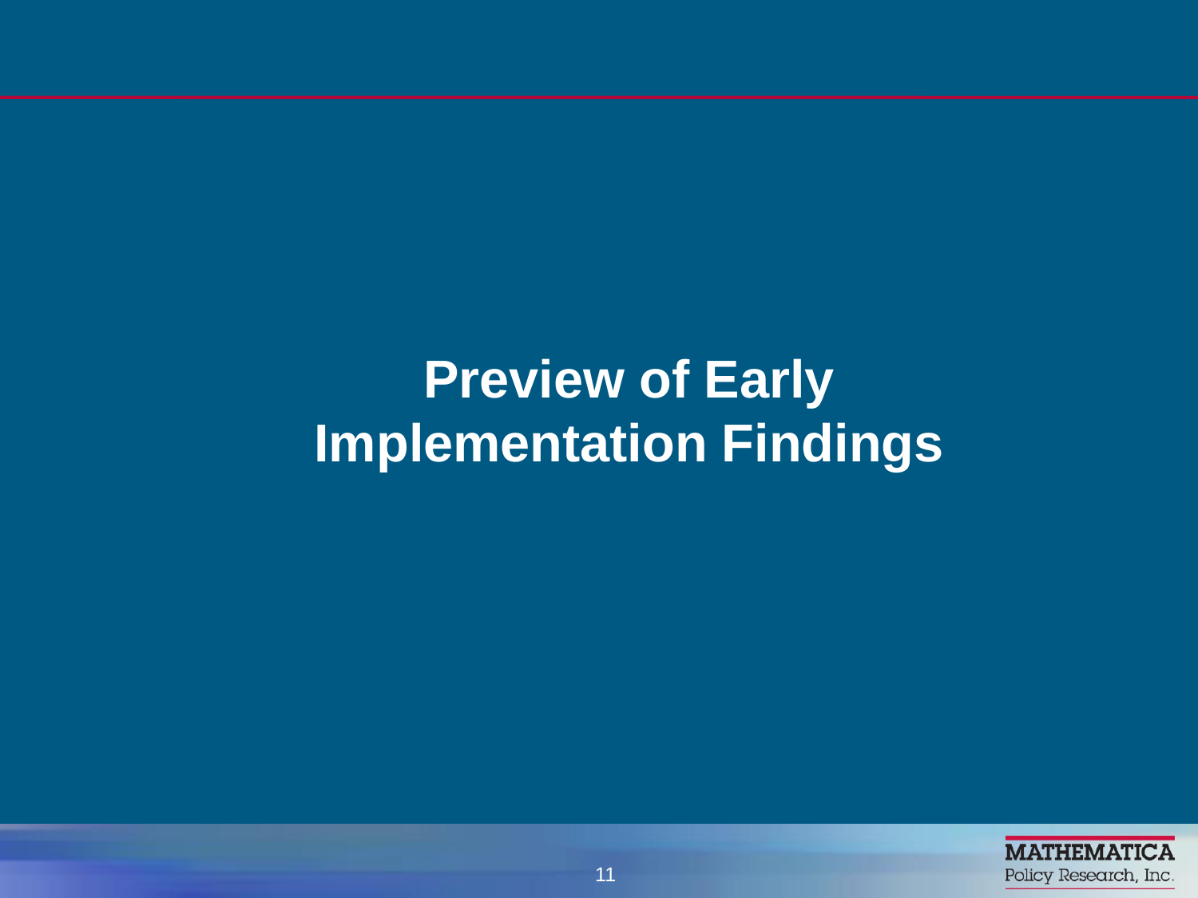# Preview of Early Implementation Findings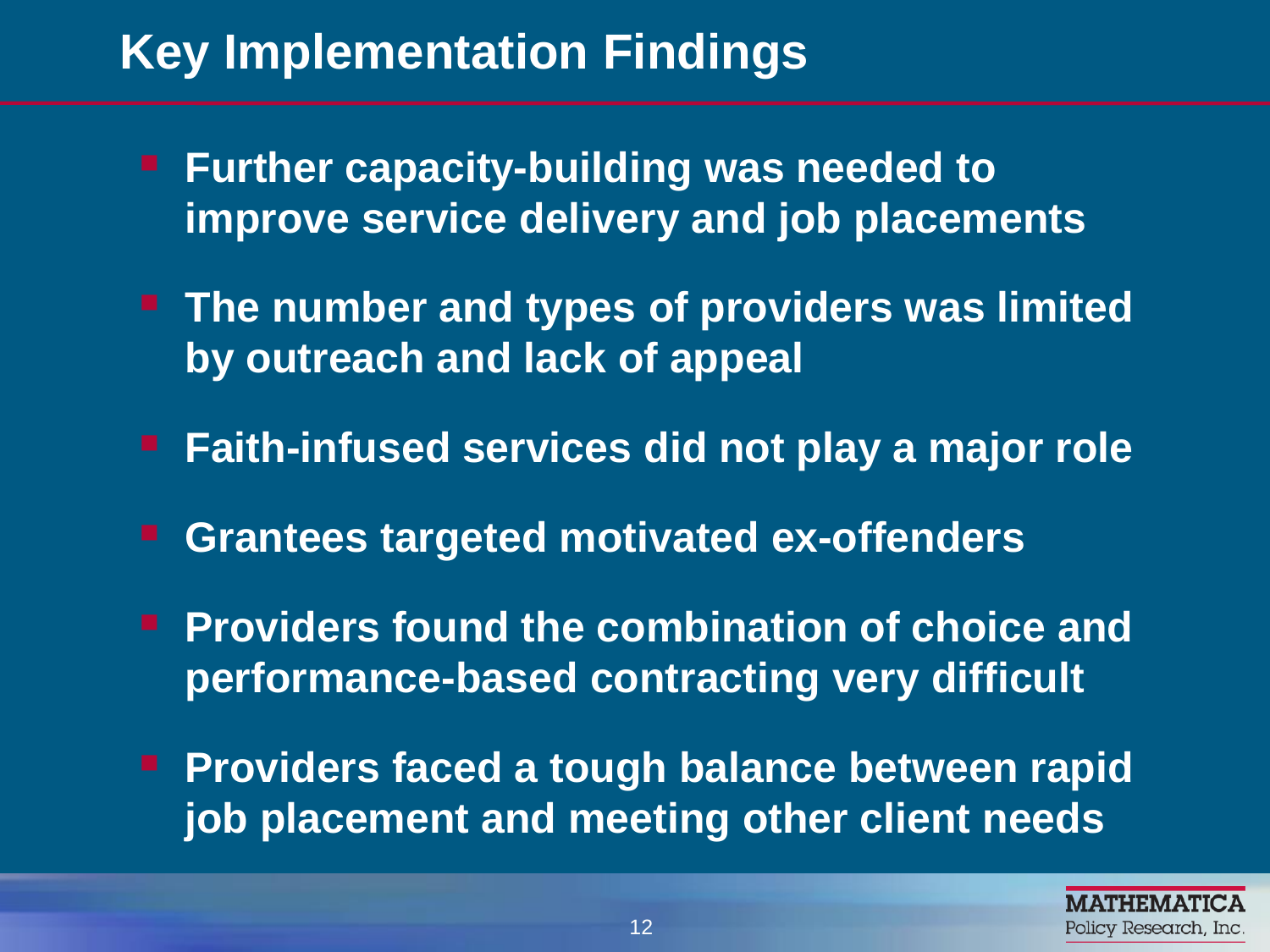# Key Implementation Findings

- **Further capacity-building was needed to improve service delivery and job placements**
- **The number and types of providers was limited by outreach and lack of appeal**
- **Faith-infused services did not play a major role**
- **Grantees targeted motivated ex-offenders**
- **Providers found the combination of choice and performance-based contracting very difficult**
- **Providers faced a tough balance between rapid job placement and meeting other client needs**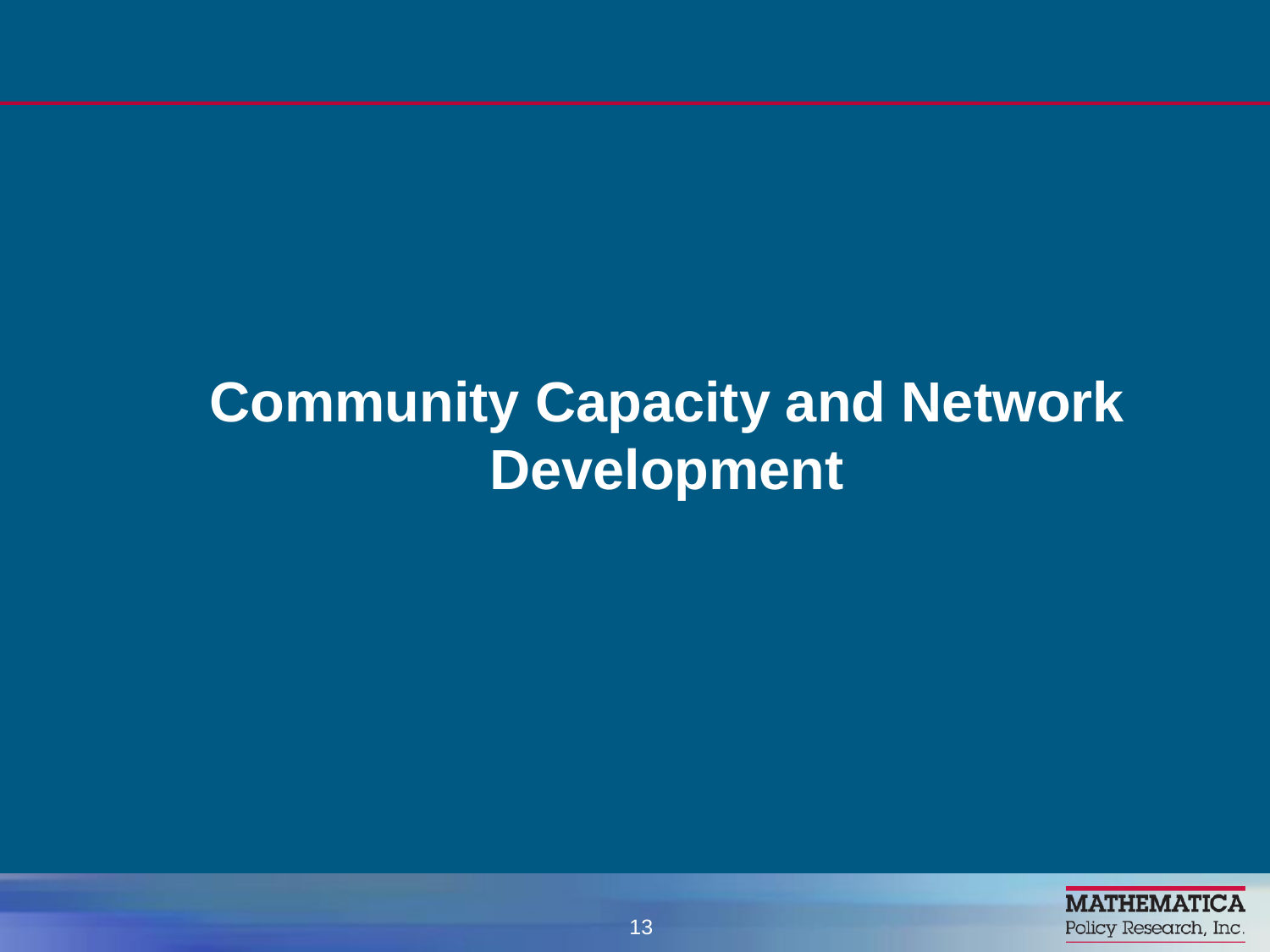# Community Capacity and Network Development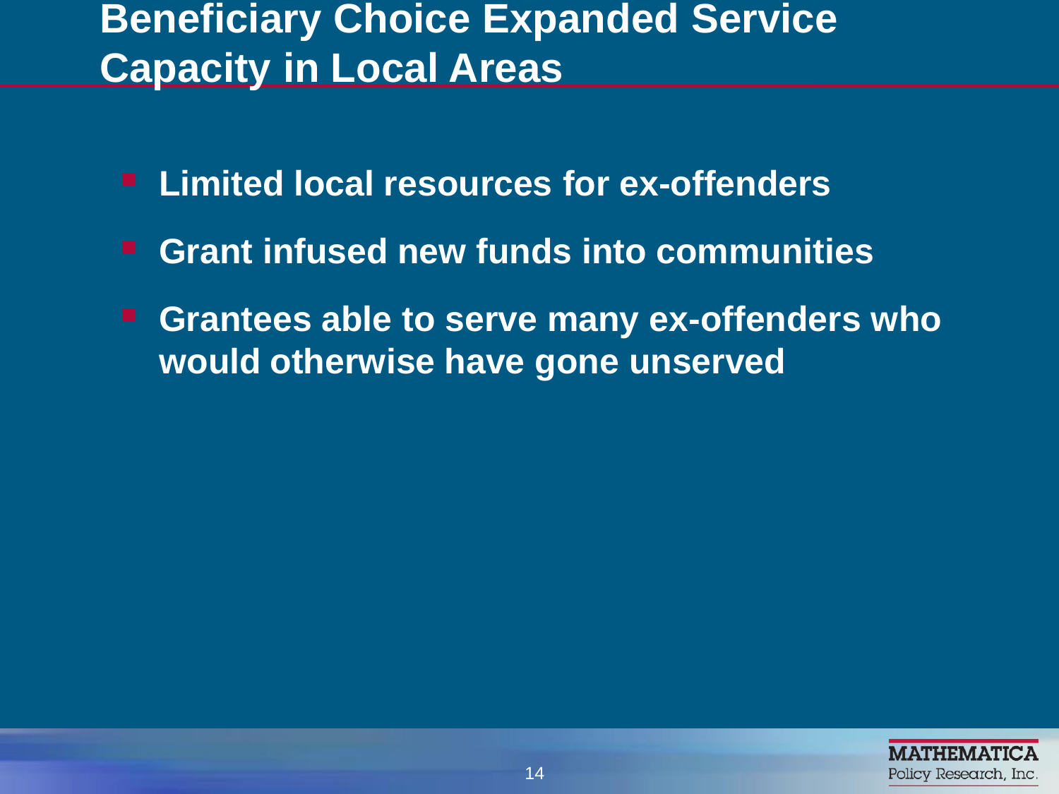# Beneficiary Choice Expanded Service Capacity in Local Areas

- **Limited local resources for ex-offenders**
- **Grant infused new funds into communities**
- **Grantees able to serve many ex-offenders who would otherwise have gone unserved**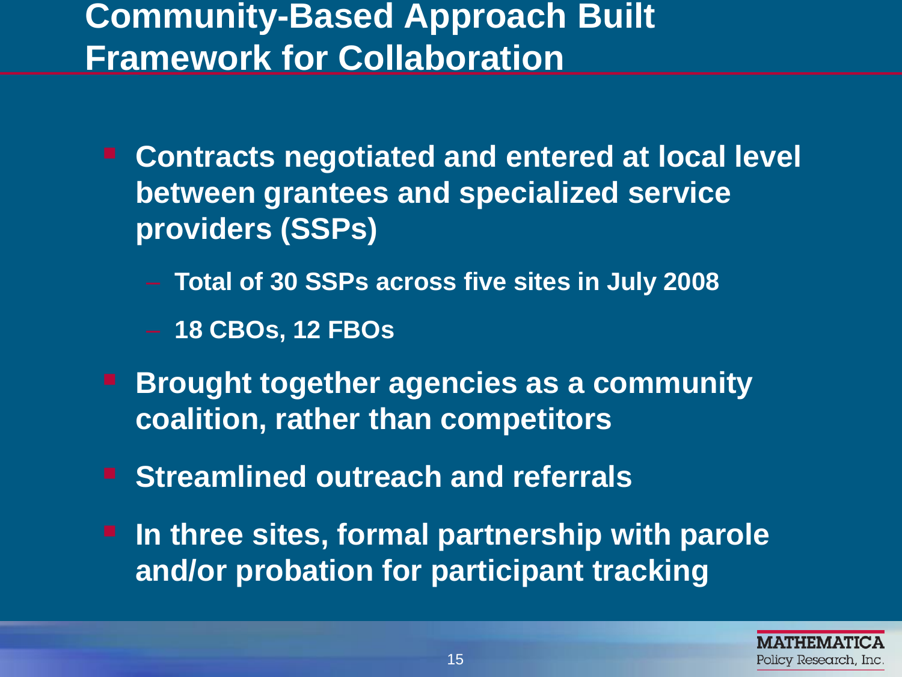# Community-Based Approach Built Framework for Collaboration

- Contracts negotiated and entered at local level between grantees and specialized service providers (SSPs)
  - Total of 30 SSPs across five sites in July 2008
  - 18 CBOs, 12 FBOs
- Brought together agencies as a community coalition, rather than competitors
- Streamlined outreach and referrals
- In three sites, formal partnership with parole and/or probation for participant tracking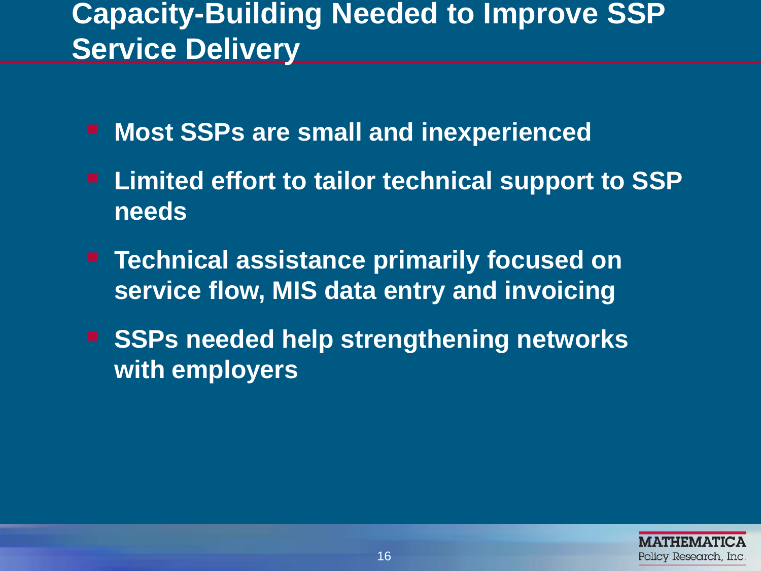# Capacity-Building Needed to Improve SSP Service Delivery

- **Most SSPs are small and inexperienced**
- **Limited effort to tailor technical support to SSP needs**
- **Technical assistance primarily focused on service flow, MIS data entry and invoicing**
- **SSPs needed help strengthening networks with employers**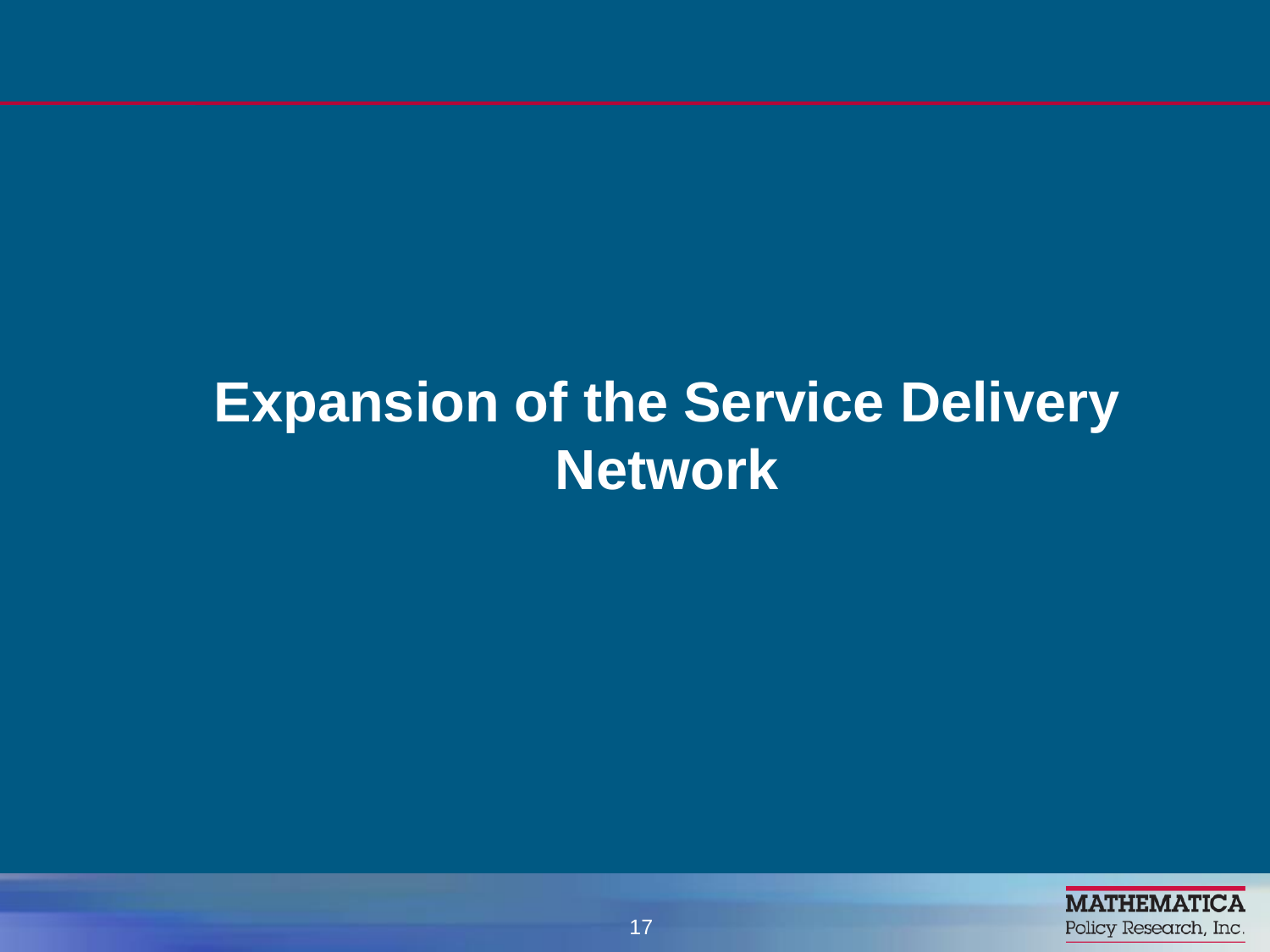# Expansion of the Service Delivery Network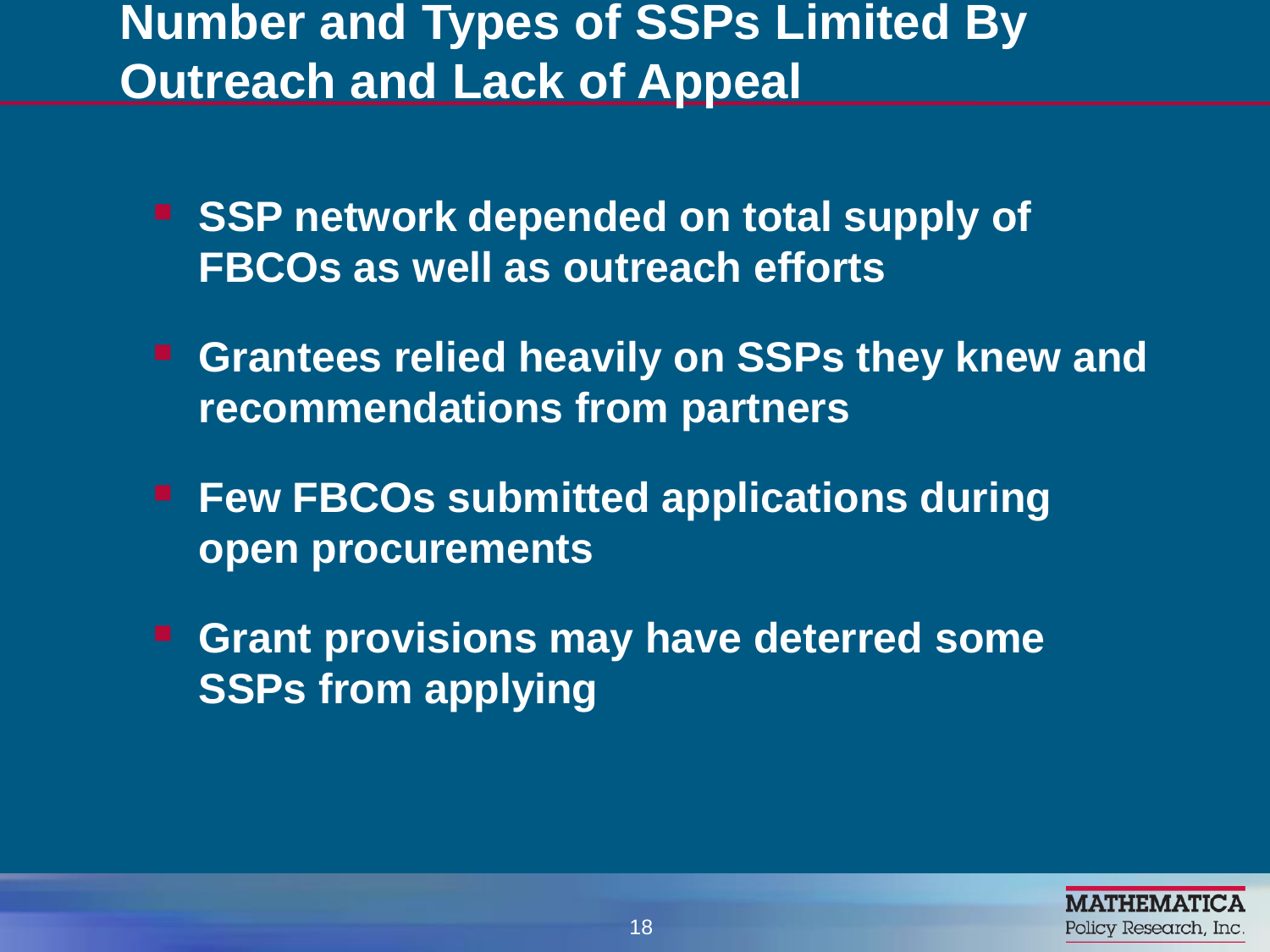# Number and Types of SSPs Limited By Outreach and Lack of Appeal

- **SSP network depended on total supply of FBCOs as well as outreach efforts**
- **Grantees relied heavily on SSPs they knew and recommendations from partners**
- **Few FBCOs submitted applications during open procurements**
- **Grant provisions may have deterred some SSPs from applying**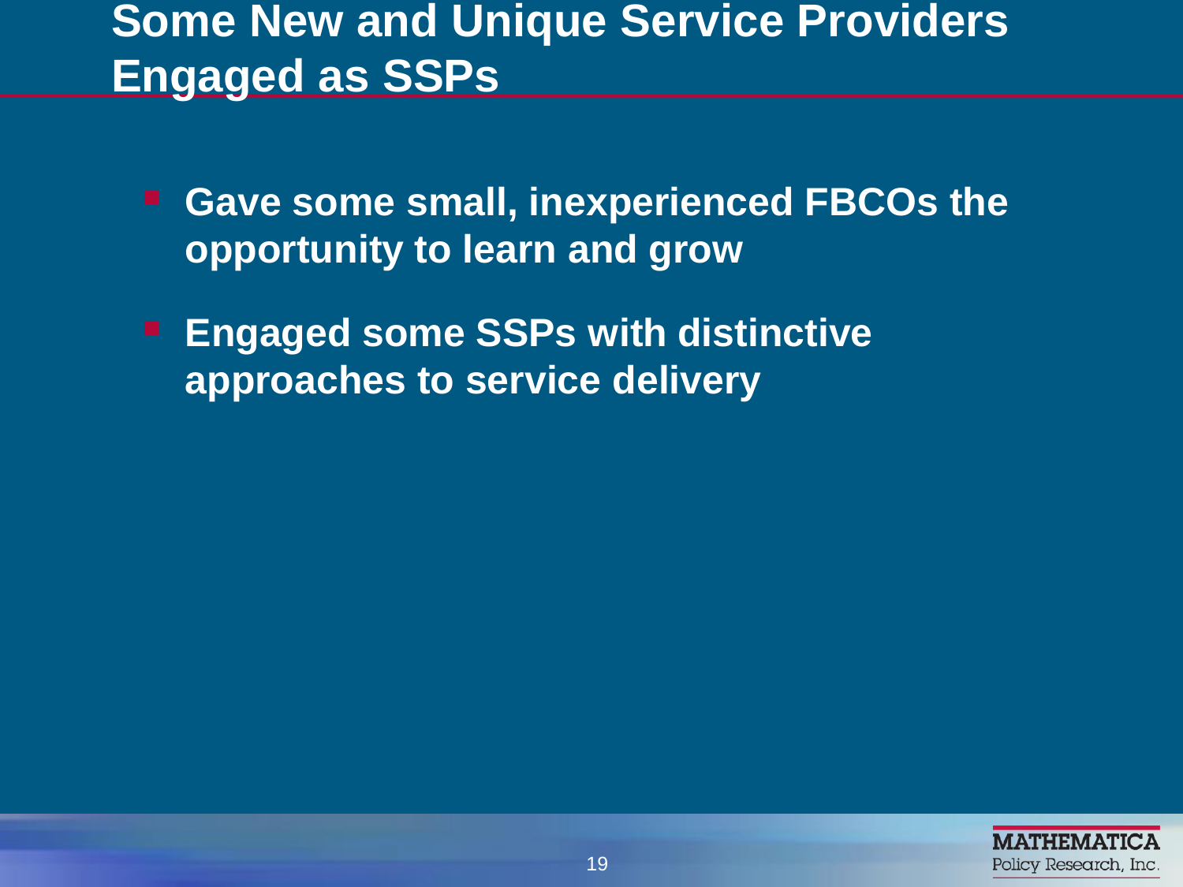# Some New and Unique Service Providers Engaged as SSPs

- **Gave some small, inexperienced FBCOs the opportunity to learn and grow**
- **Engaged some SSPs with distinctive approaches to service delivery**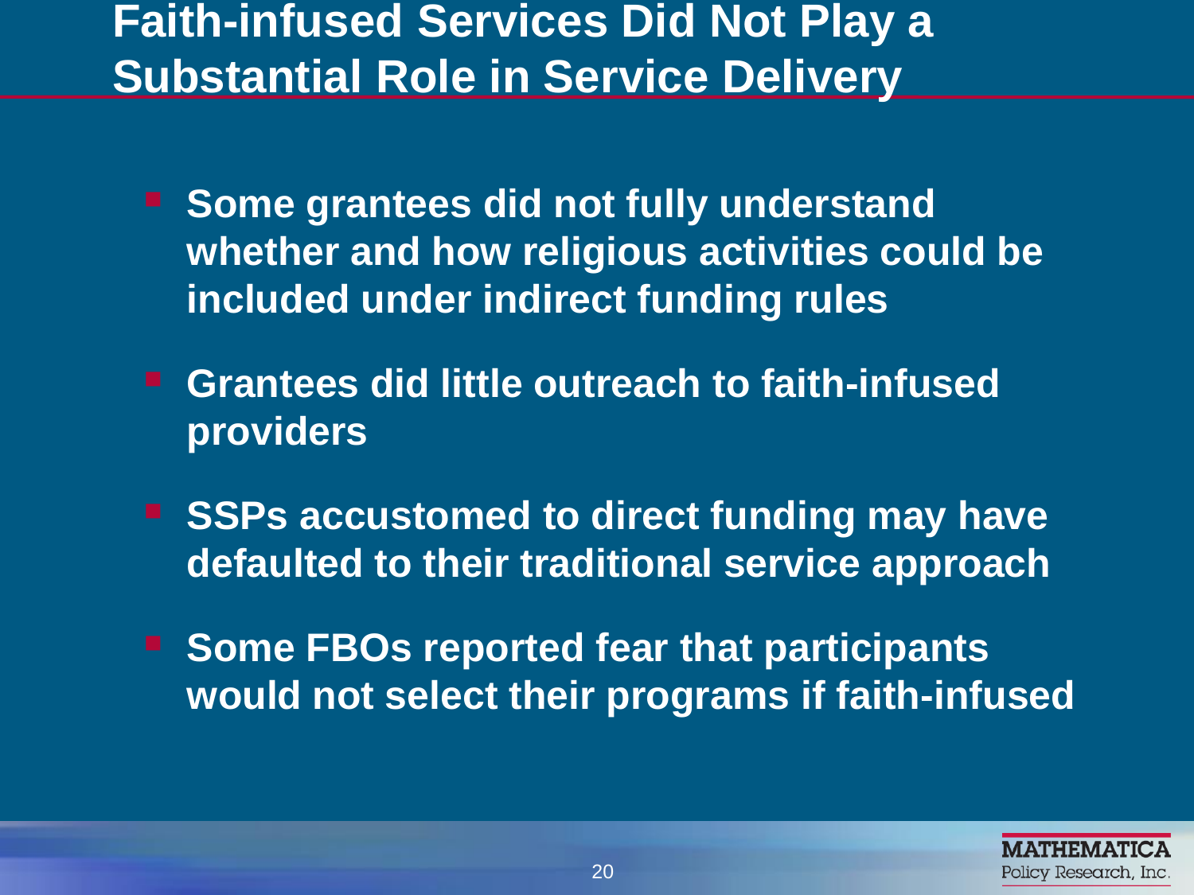# Faith-infused Services Did Not Play a Substantial Role in Service Delivery

- **Some grantees did not fully understand whether and how religious activities could be included under indirect funding rules**
- **Grantees did little outreach to faith-infused providers**
- **SSPs accustomed to direct funding may have defaulted to their traditional service approach**
- **Some FBOs reported fear that participants would not select their programs if faith-infused**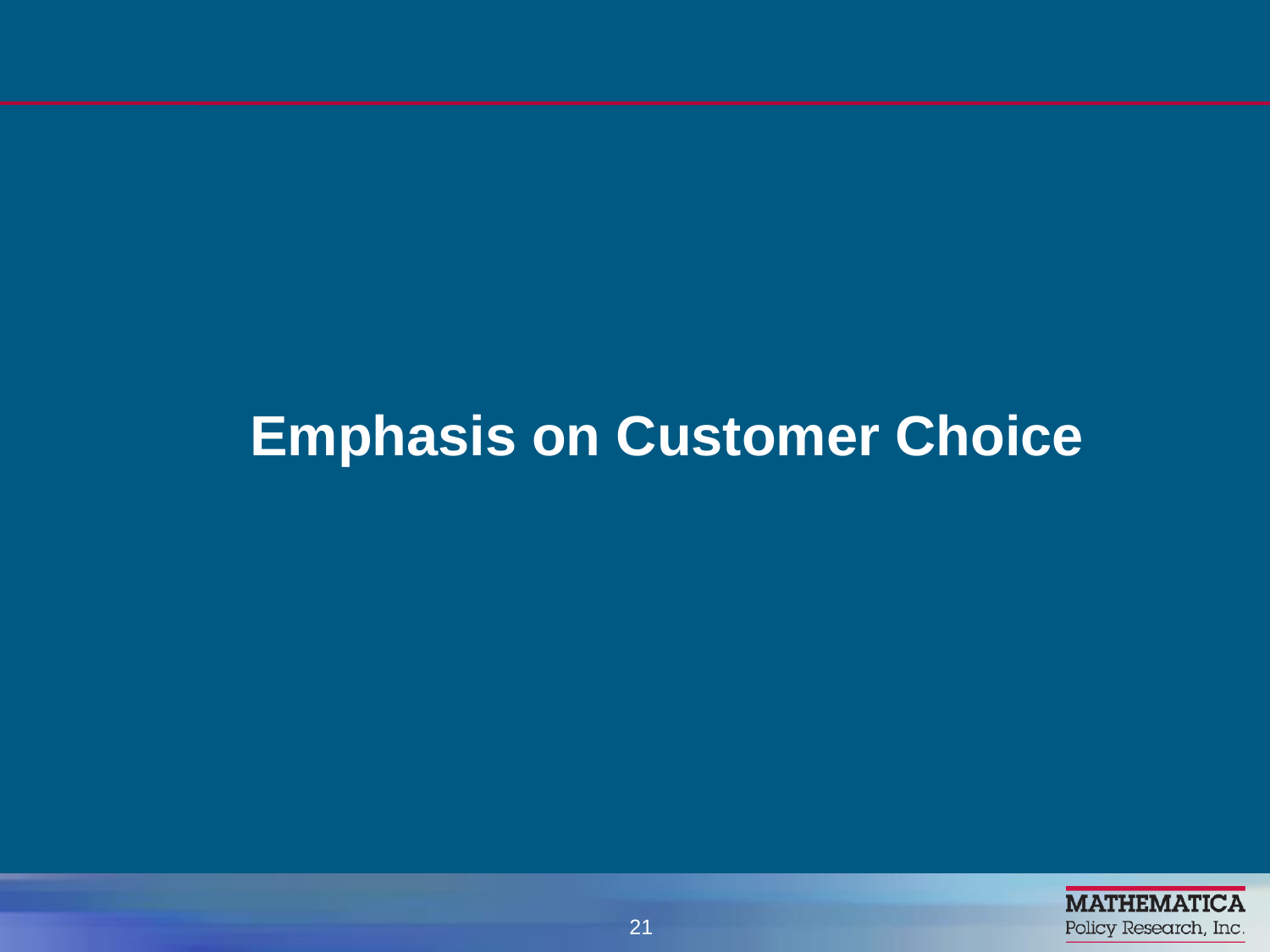# Emphasis on Customer Choice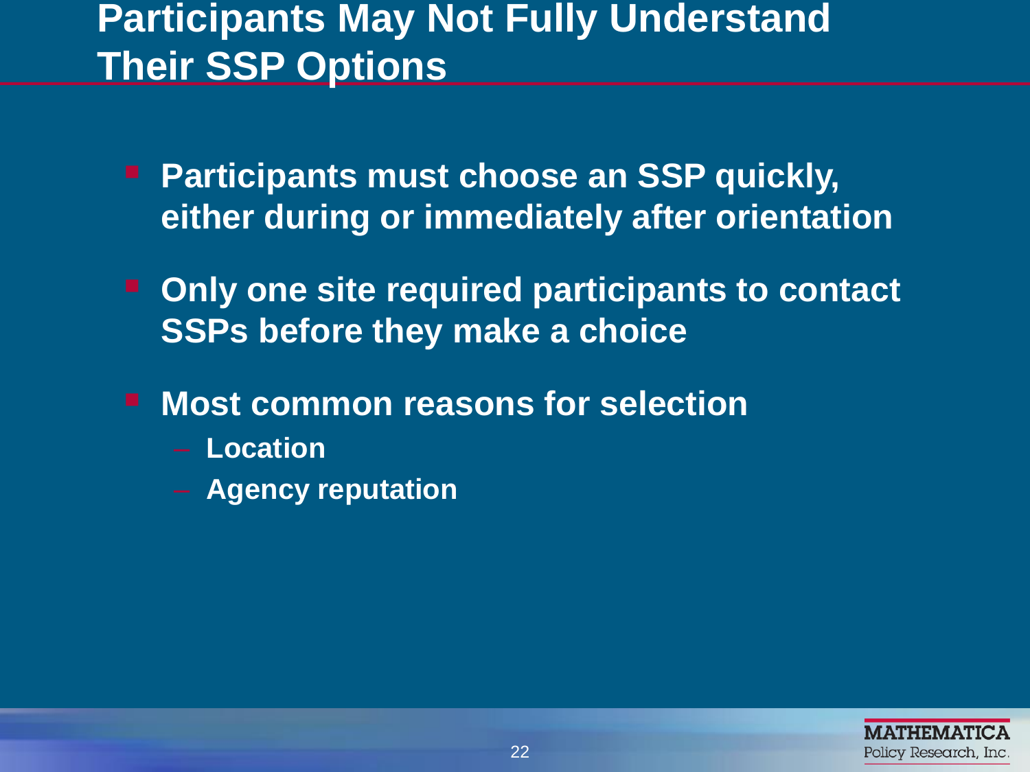# Participants May Not Fully Understand Their SSP Options

- **Participants must choose an SSP quickly, either during or immediately after orientation**
- **Only one site required participants to contact SSPs before they make a choice**
- **Most common reasons for selection**
  - **Location**
  - **Agency reputation**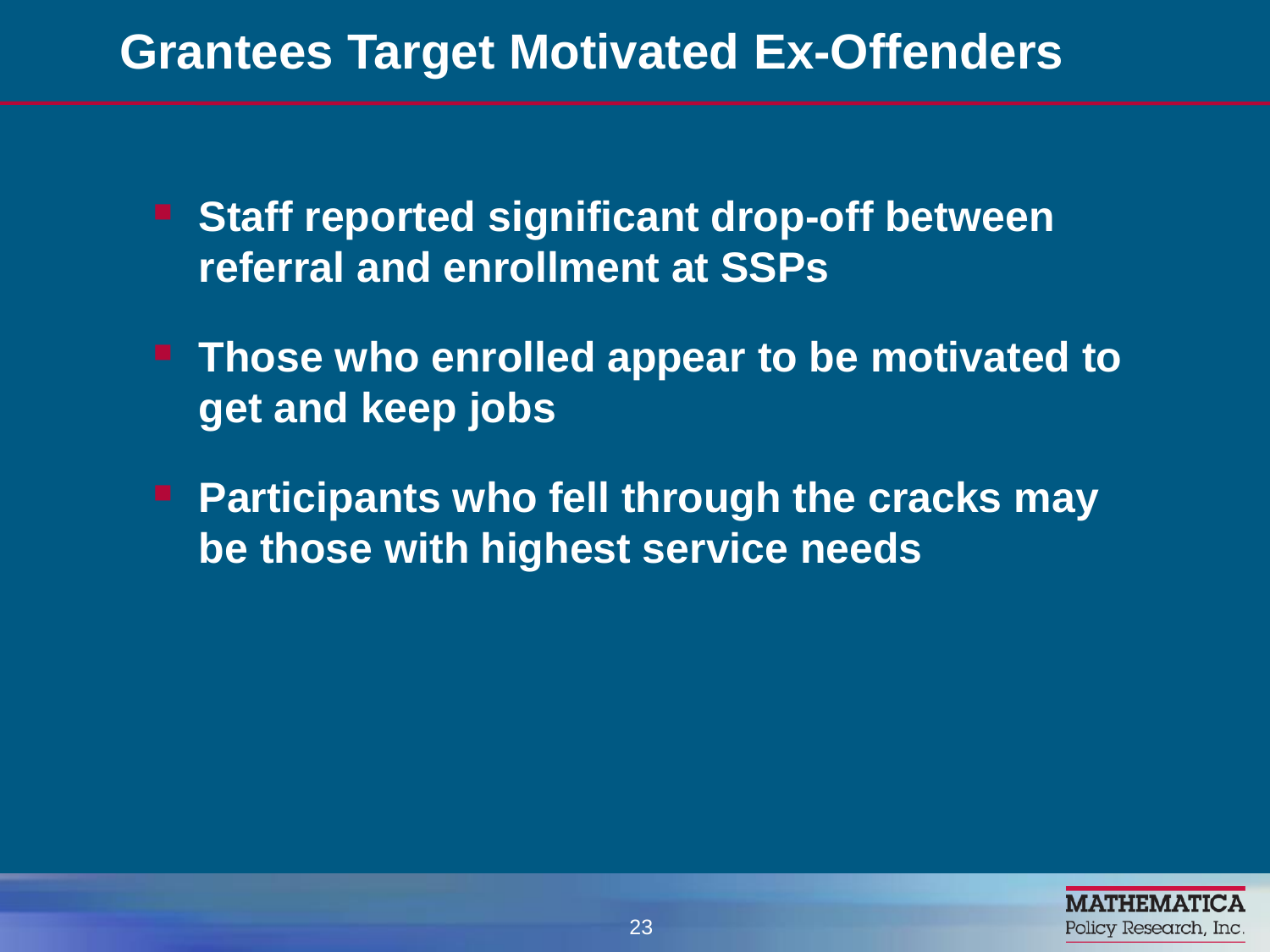# Grantees Target Motivated Ex-Offenders

- Staff reported significant drop-off between referral and enrollment at SSPs
- Those who enrolled appear to be motivated to get and keep jobs
- Participants who fell through the cracks may be those with highest service needs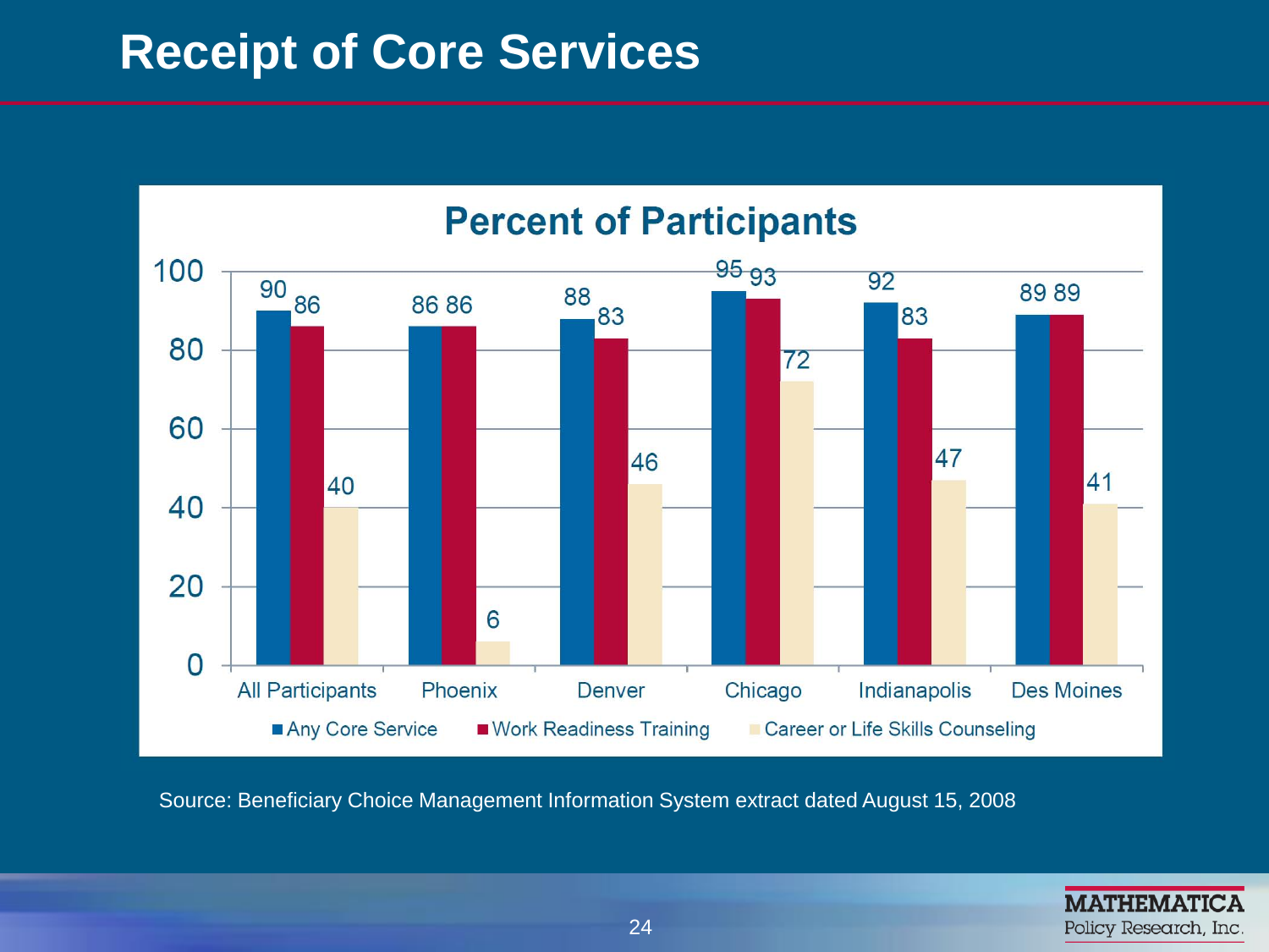# Receipt of Core Services

**Percent of Participants**

| | Any Core Service | Work Readiness Training | Career or Life Skills Counseling |
|---|---|---|---|
| All Participants | 90 | 86 | 40 |
| Phoenix | 86 | 86 | 6 |
| Denver | 88 | 83 | 46 |
| Chicago | 95 | 93 | 72 |
| Indianapolis | 92 | 83 | 47 |
| Des Moines | 89 | 89 | 41 |

Source: Beneficiary Choice Management Information System extract dated August 15, 2008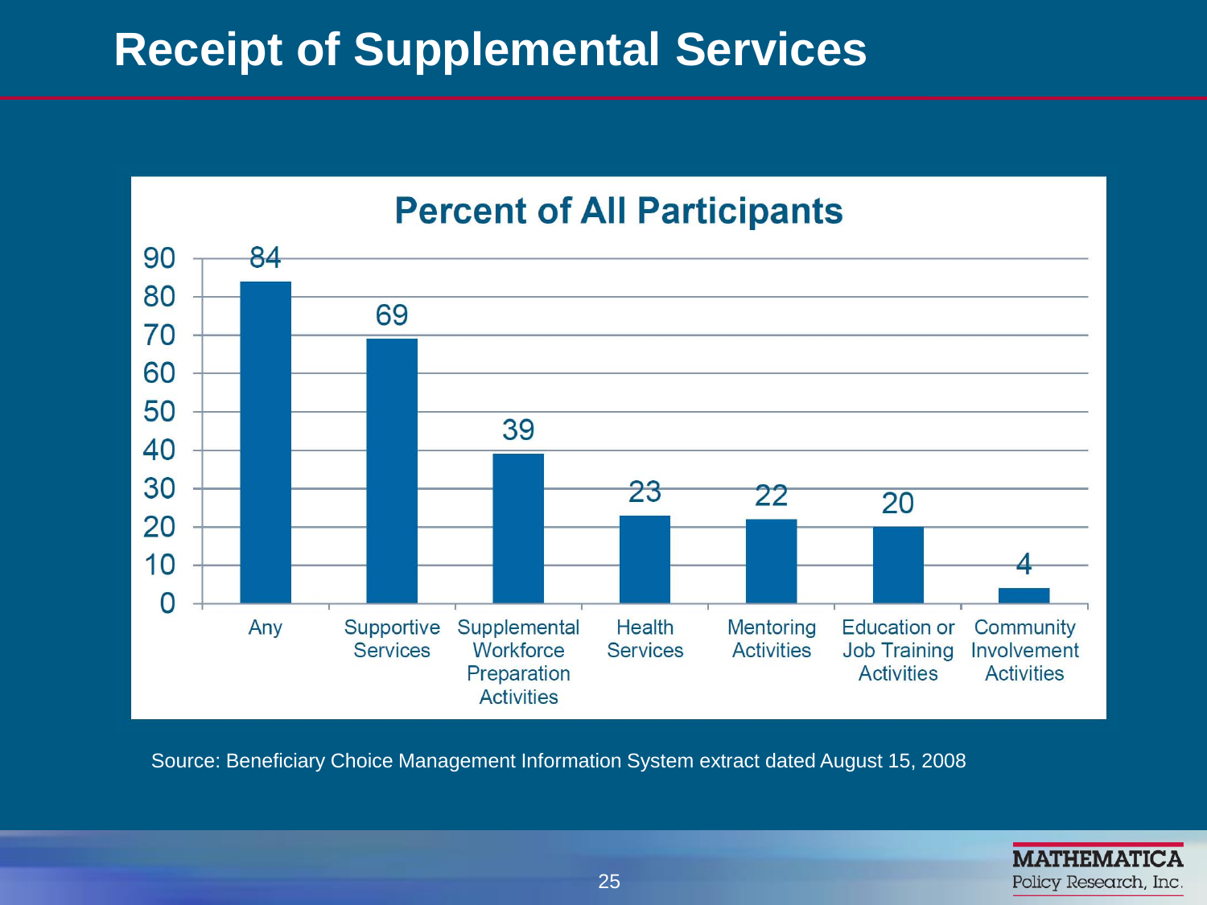# Receipt of Supplemental Services

**Percent of All Participants**

| Service | Percent |
|---|---|
| Any | 84 |
| Supportive Services | 69 |
| Supplemental Workforce Preparation Activities | 39 |
| Health Services | 23 |
| Mentoring Activities | 22 |
| Education or Job Training Activities | 20 |
| Community Involvement Activities | 4 |

Source: Beneficiary Choice Management Information System extract dated August 15, 2008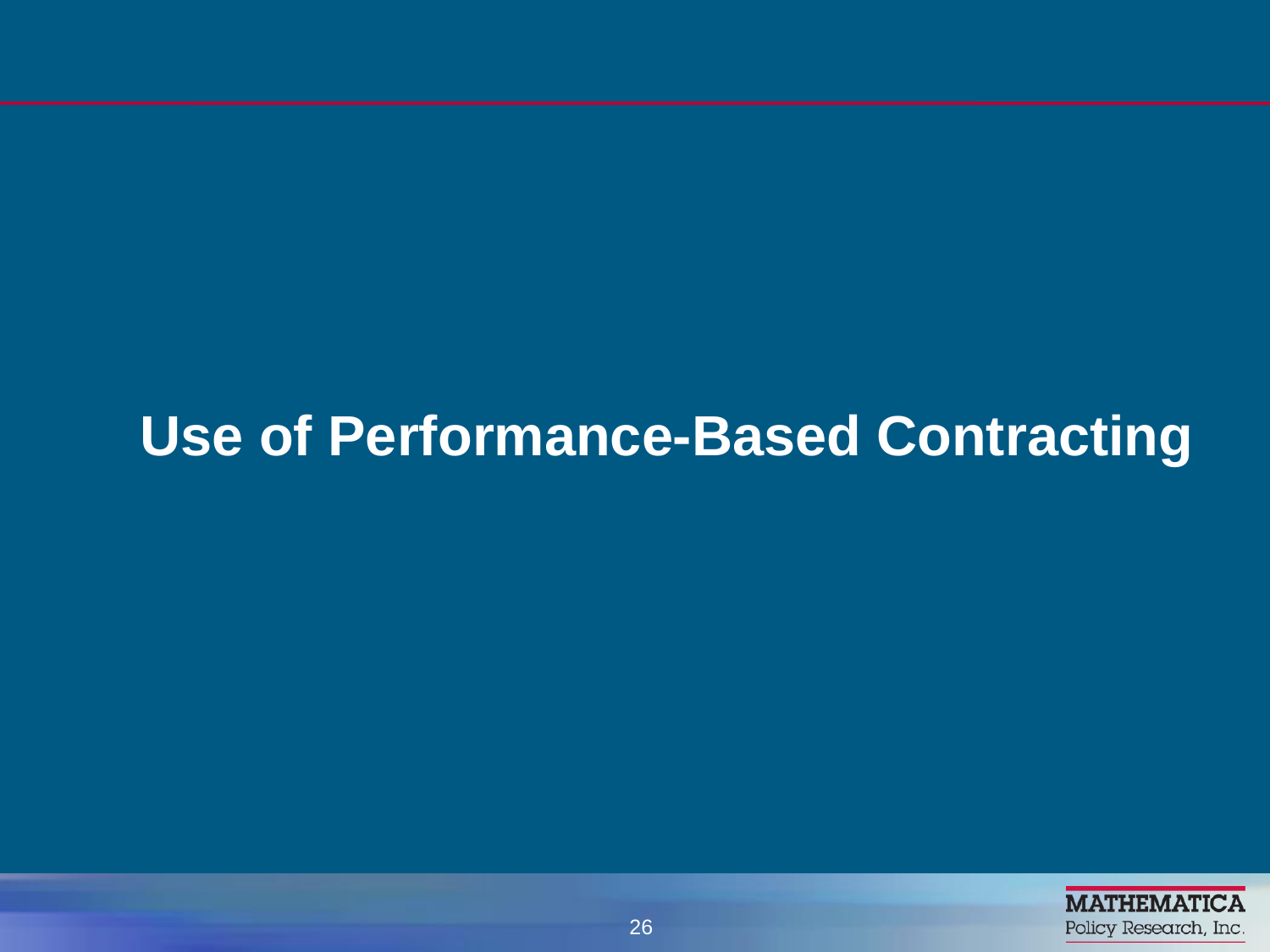# Use of Performance-Based Contracting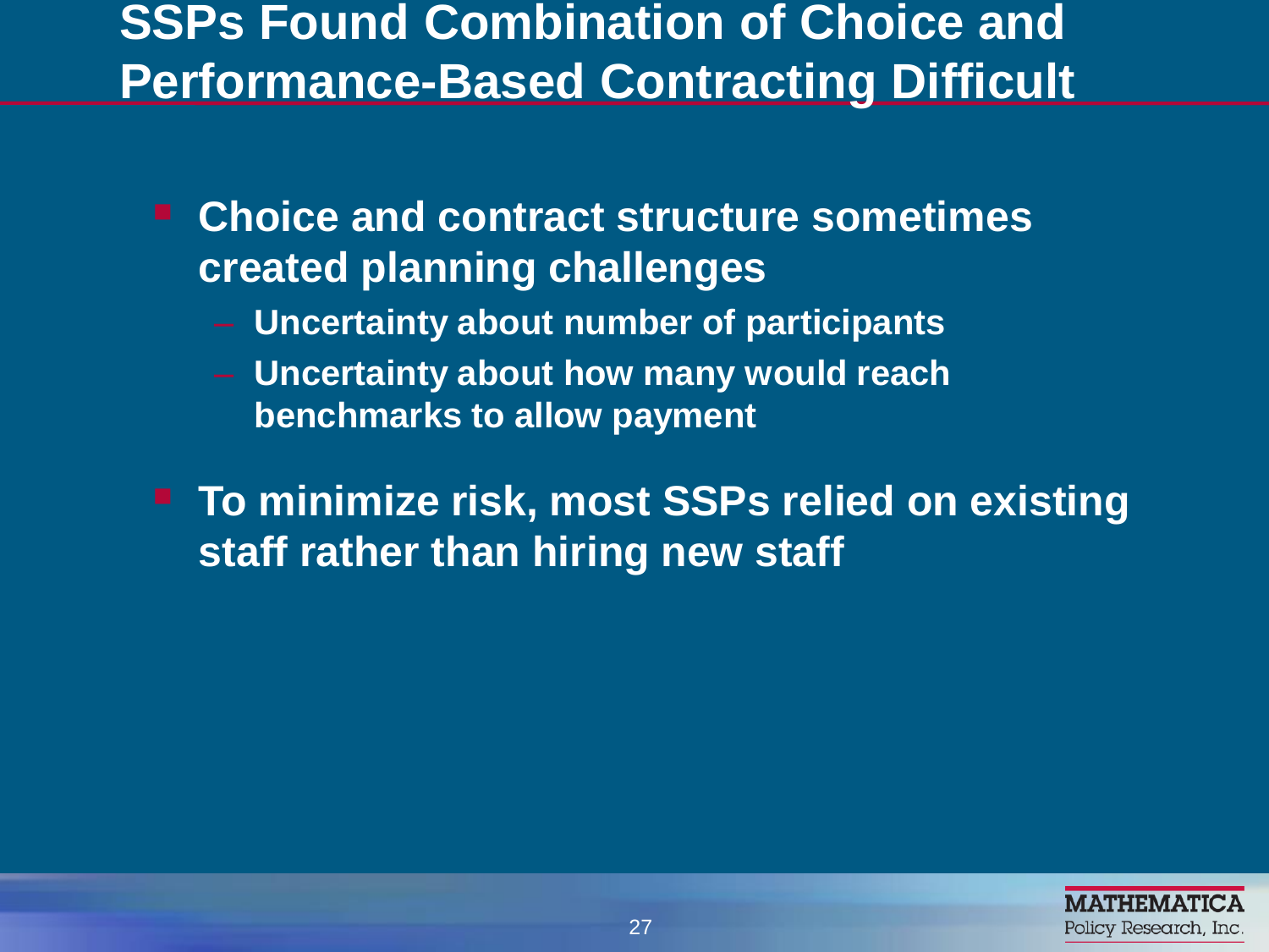# SSPs Found Combination of Choice and Performance-Based Contracting Difficult

- **Choice and contract structure sometimes created planning challenges**
  - Uncertainty about number of participants
  - Uncertainty about how many would reach benchmarks to allow payment
- **To minimize risk, most SSPs relied on existing staff rather than hiring new staff**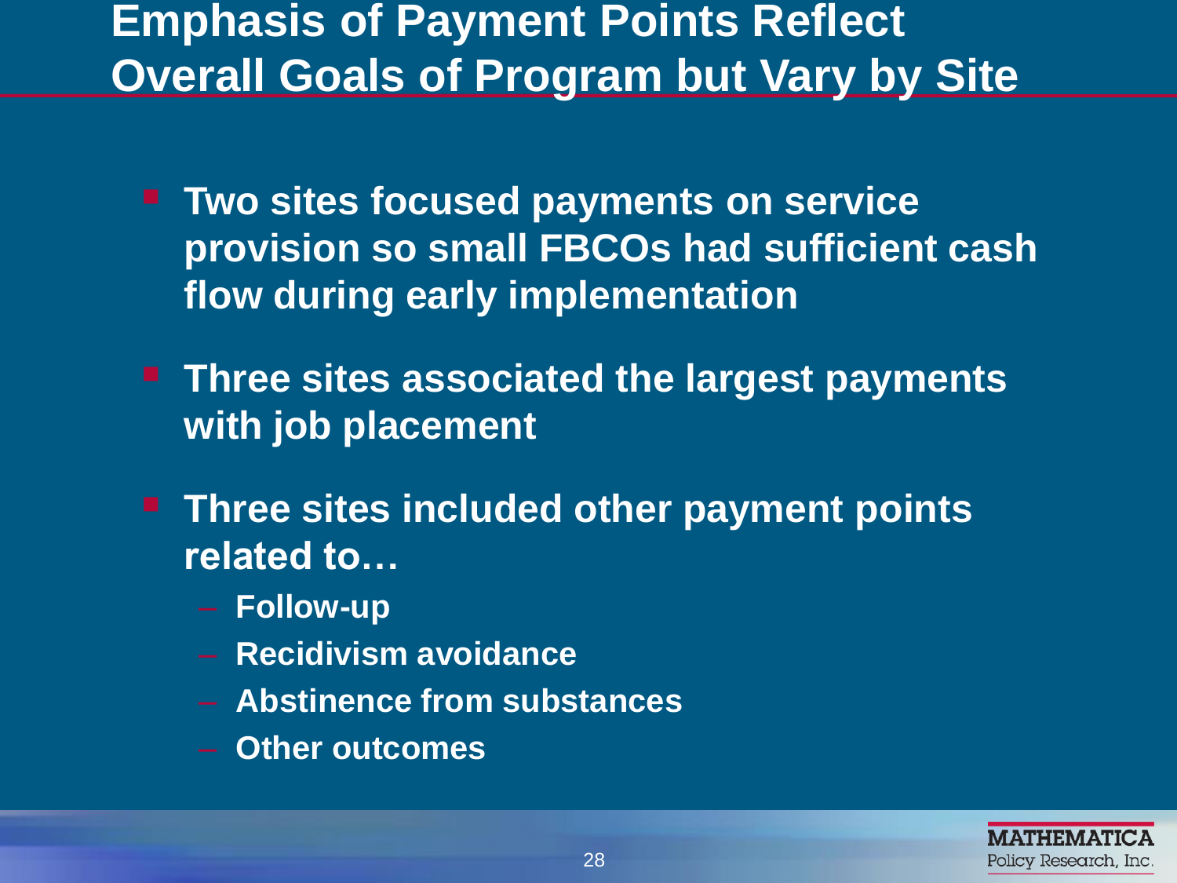# Emphasis of Payment Points Reflect Overall Goals of Program but Vary by Site

- Two sites focused payments on service provision so small FBCOs had sufficient cash flow during early implementation
- Three sites associated the largest payments with job placement
- Three sites included other payment points related to…
  - Follow-up
  - Recidivism avoidance
  - Abstinence from substances
  - Other outcomes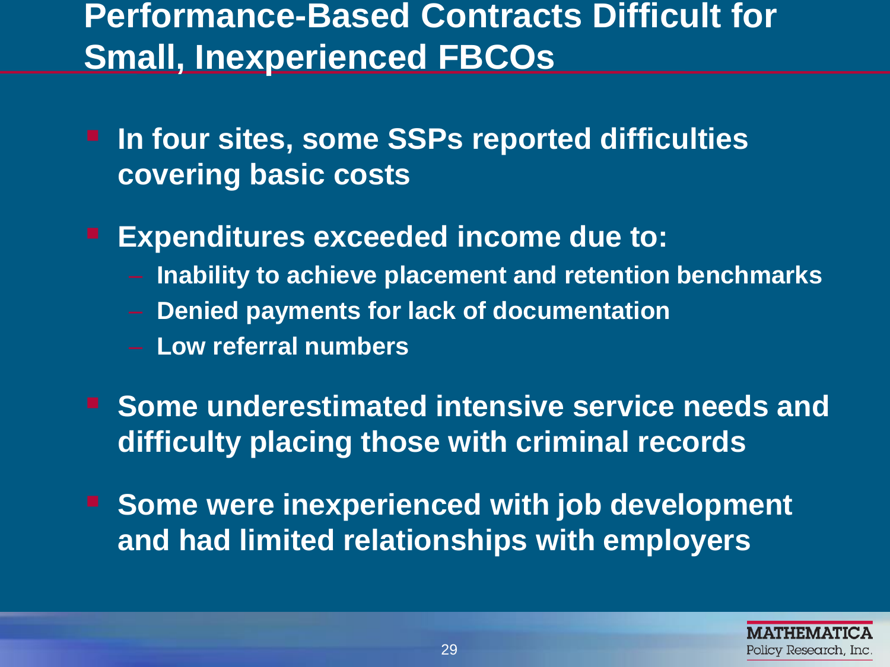# Performance-Based Contracts Difficult for Small, Inexperienced FBCOs

- **In four sites, some SSPs reported difficulties covering basic costs**
- **Expenditures exceeded income due to:**
  - **Inability to achieve placement and retention benchmarks**
  - **Denied payments for lack of documentation**
  - **Low referral numbers**
- **Some underestimated intensive service needs and difficulty placing those with criminal records**
- **Some were inexperienced with job development and had limited relationships with employers**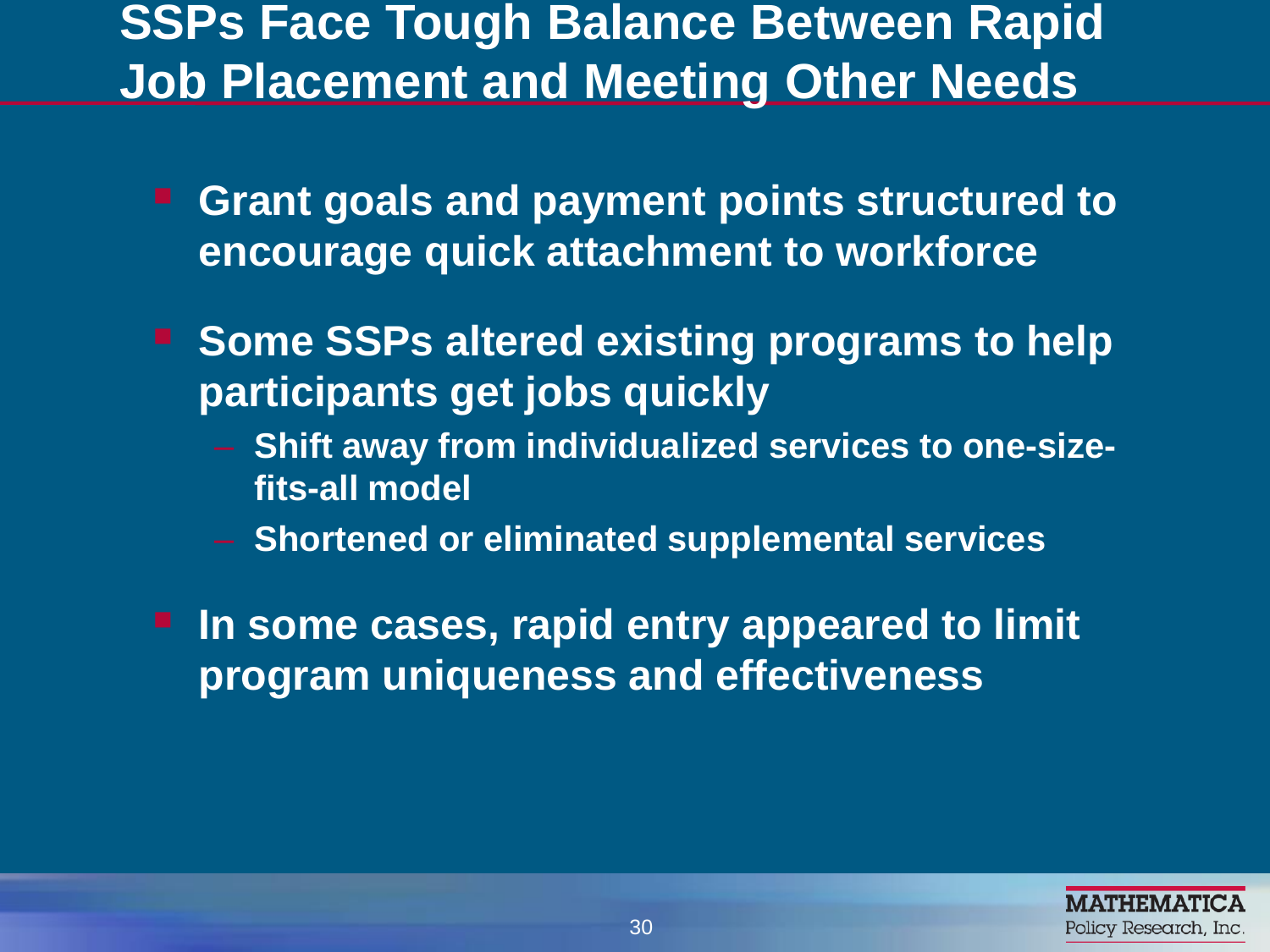# SSPs Face Tough Balance Between Rapid Job Placement and Meeting Other Needs

- Grant goals and payment points structured to encourage quick attachment to workforce
- Some SSPs altered existing programs to help participants get jobs quickly
  - Shift away from individualized services to one-size-fits-all model
  - Shortened or eliminated supplemental services
- In some cases, rapid entry appeared to limit program uniqueness and effectiveness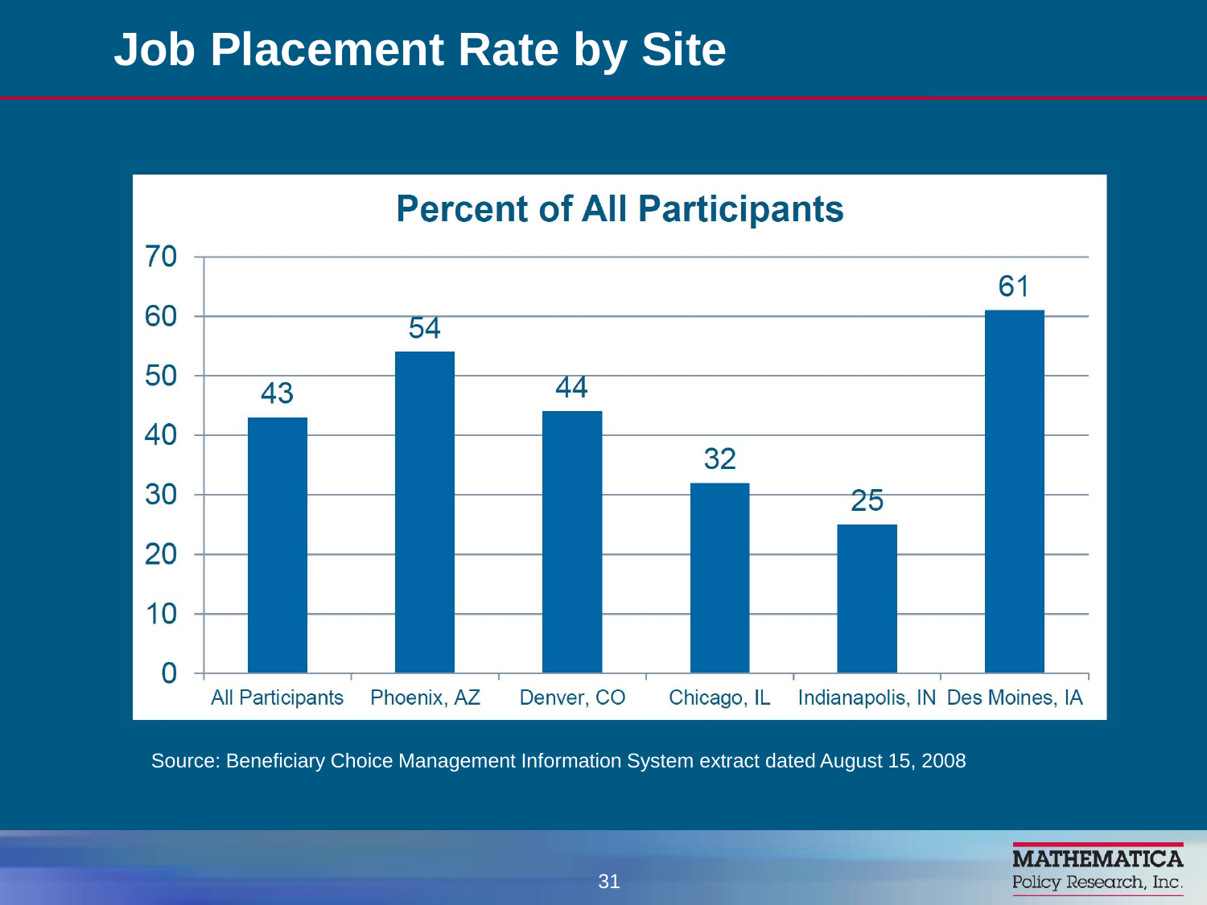# Job Placement Rate by Site

**Percent of All Participants**

| Site | Percent |
|---|---|
| All Participants | 43 |
| Phoenix, AZ | 54 |
| Denver, CO | 44 |
| Chicago, IL | 32 |
| Indianapolis, IN | 25 |
| Des Moines, IA | 61 |

Source: Beneficiary Choice Management Information System extract dated August 15, 2008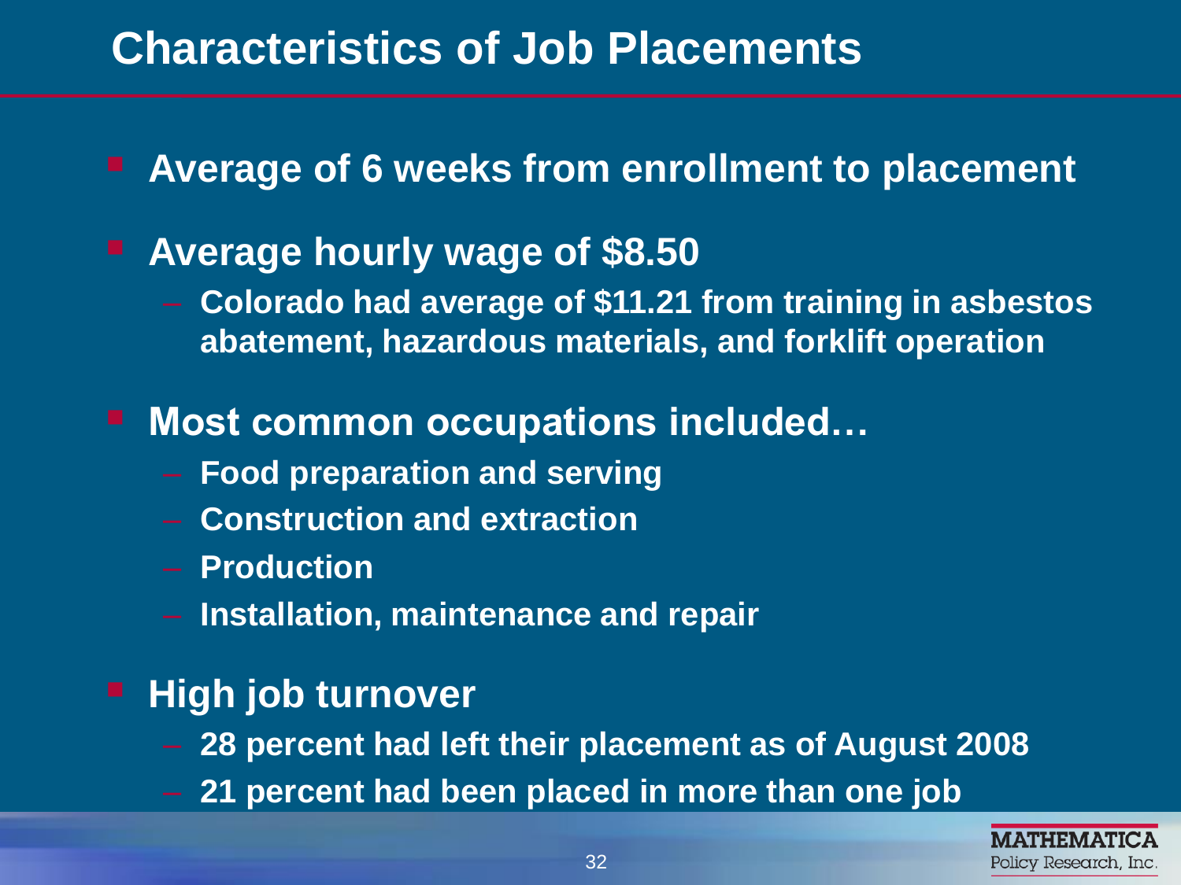# Characteristics of Job Placements

- **Average of 6 weeks from enrollment to placement**
- **Average hourly wage of $8.50**
  - **Colorado had average of $11.21 from training in asbestos abatement, hazardous materials, and forklift operation**
- **Most common occupations included…**
  - **Food preparation and serving**
  - **Construction and extraction**
  - **Production**
  - **Installation, maintenance and repair**
- **High job turnover**
  - **28 percent had left their placement as of August 2008**
  - **21 percent had been placed in more than one job**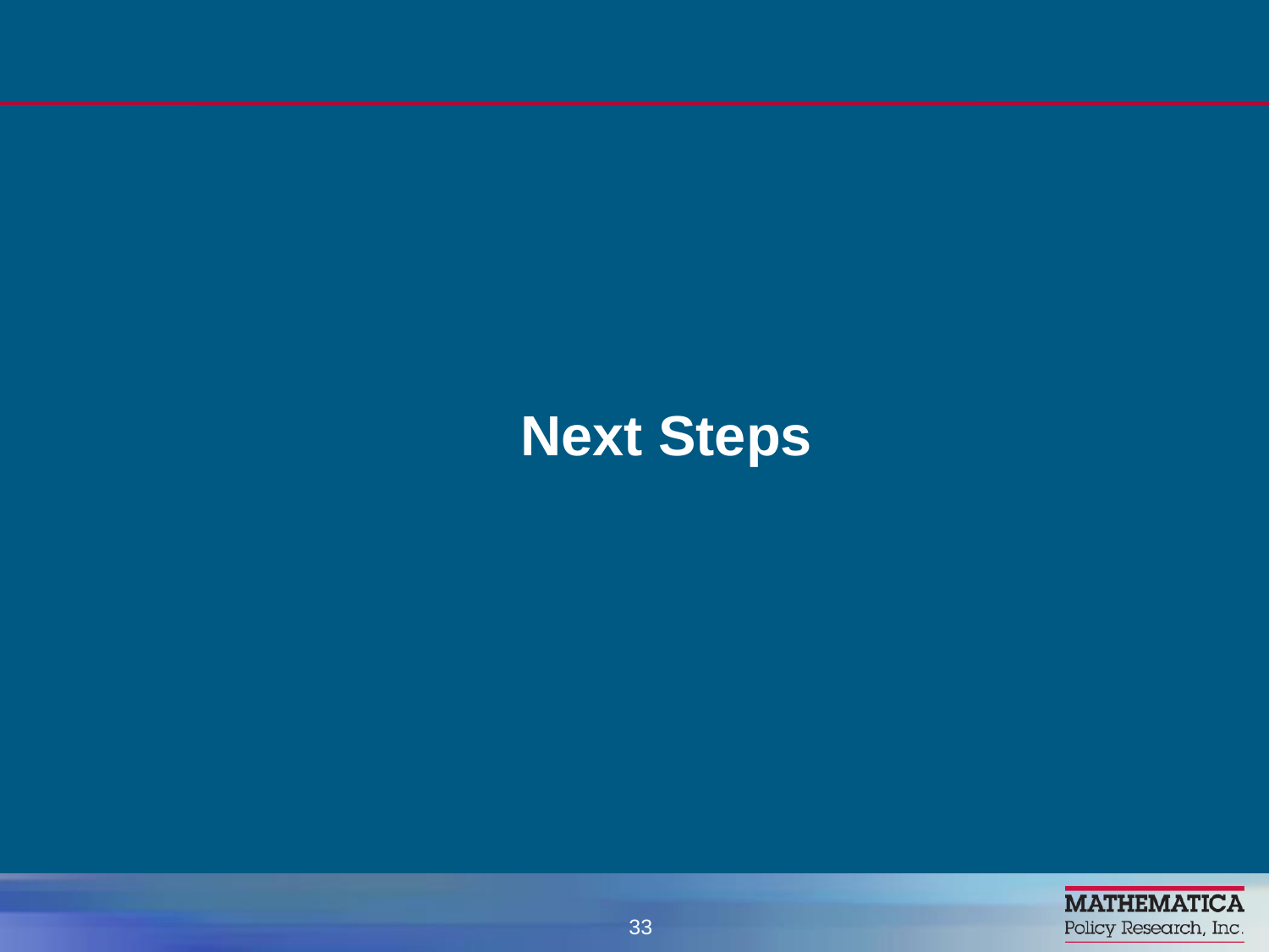# Next Steps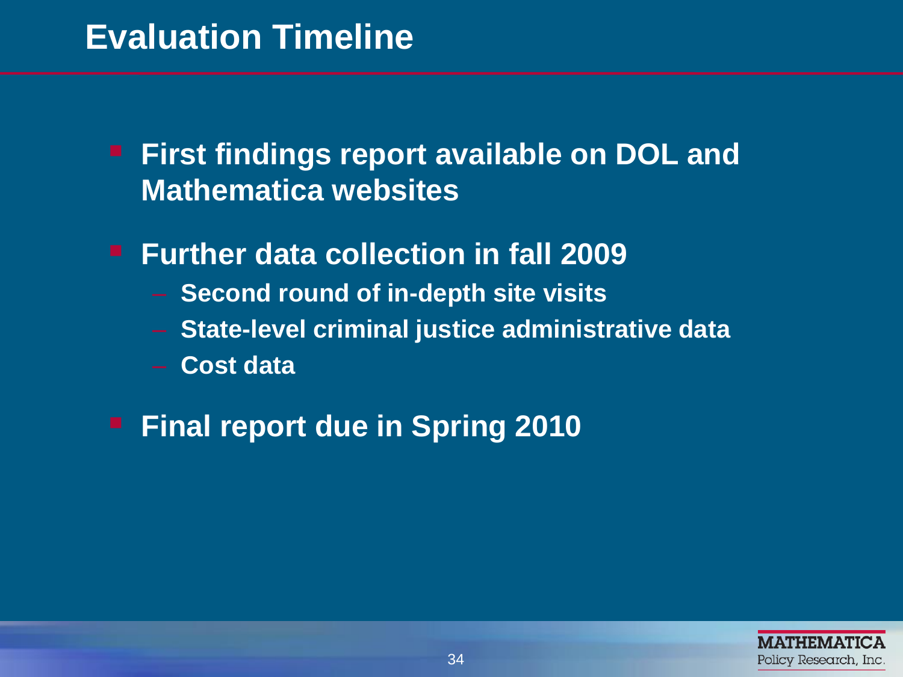# Evaluation Timeline

- **First findings report available on DOL and Mathematica websites**
- **Further data collection in fall 2009**
  - **Second round of in-depth site visits**
  - **State-level criminal justice administrative data**
  - **Cost data**
- **Final report due in Spring 2010**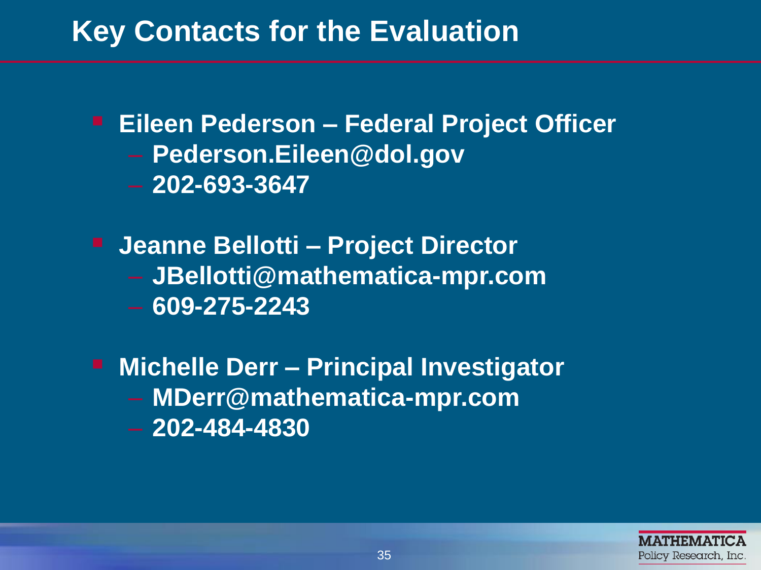# Key Contacts for the Evaluation

- **Eileen Pederson – Federal Project Officer**
  - **Pederson.Eileen@dol.gov**
  - **202-693-3647**

- **Jeanne Bellotti – Project Director**
  - **JBellotti@mathematica-mpr.com**
  - **609-275-2243**

- **Michelle Derr – Principal Investigator**
  - **MDerr@mathematica-mpr.com**
  - **202-484-4830**